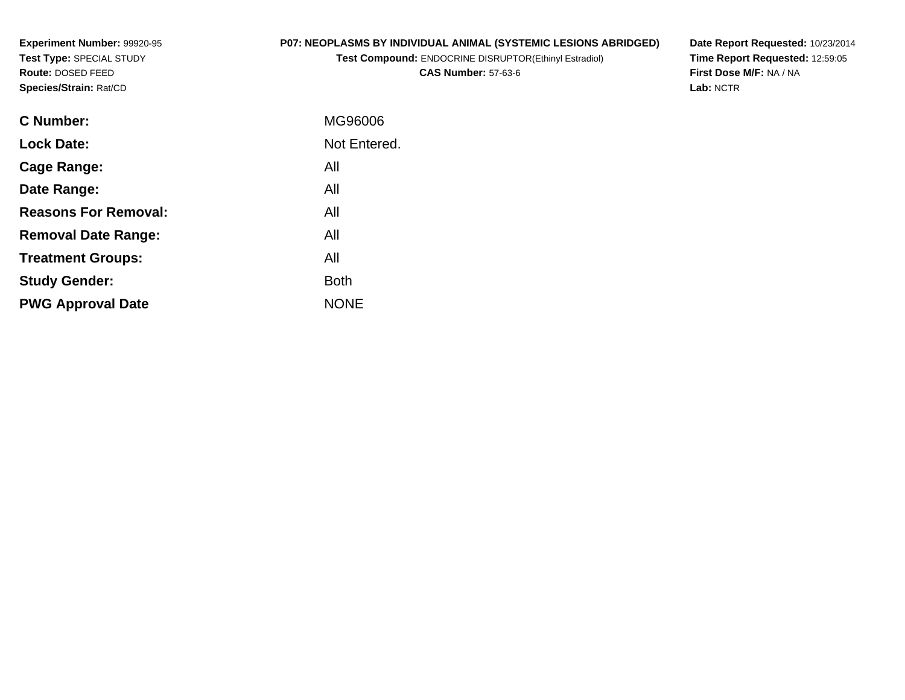**Experiment Number:** 99920-95
**Test Type:** SPECIAL STUDY
**Route:** DOSED FEED
**Species/Strain:** Rat/CD

**P07: NEOPLASMS BY INDIVIDUAL ANIMAL (SYSTEMIC LESIONS ABRIDGED)**
**Test Compound:** ENDOCRINE DISRUPTOR(Ethinyl Estradiol)
**CAS Number:** 57-63-6

**Date Report Requested:** 10/23/2014
**Time Report Requested:** 12:59:05
**First Dose M/F:** NA / NA
**Lab:** NCTR

| | |
|---|---|
| **C Number:** | MG96006 |
| **Lock Date:** | Not Entered. |
| **Cage Range:** | All |
| **Date Range:** | All |
| **Reasons For Removal:** | All |
| **Removal Date Range:** | All |
| **Treatment Groups:** | All |
| **Study Gender:** | Both |
| **PWG Approval Date** | NONE |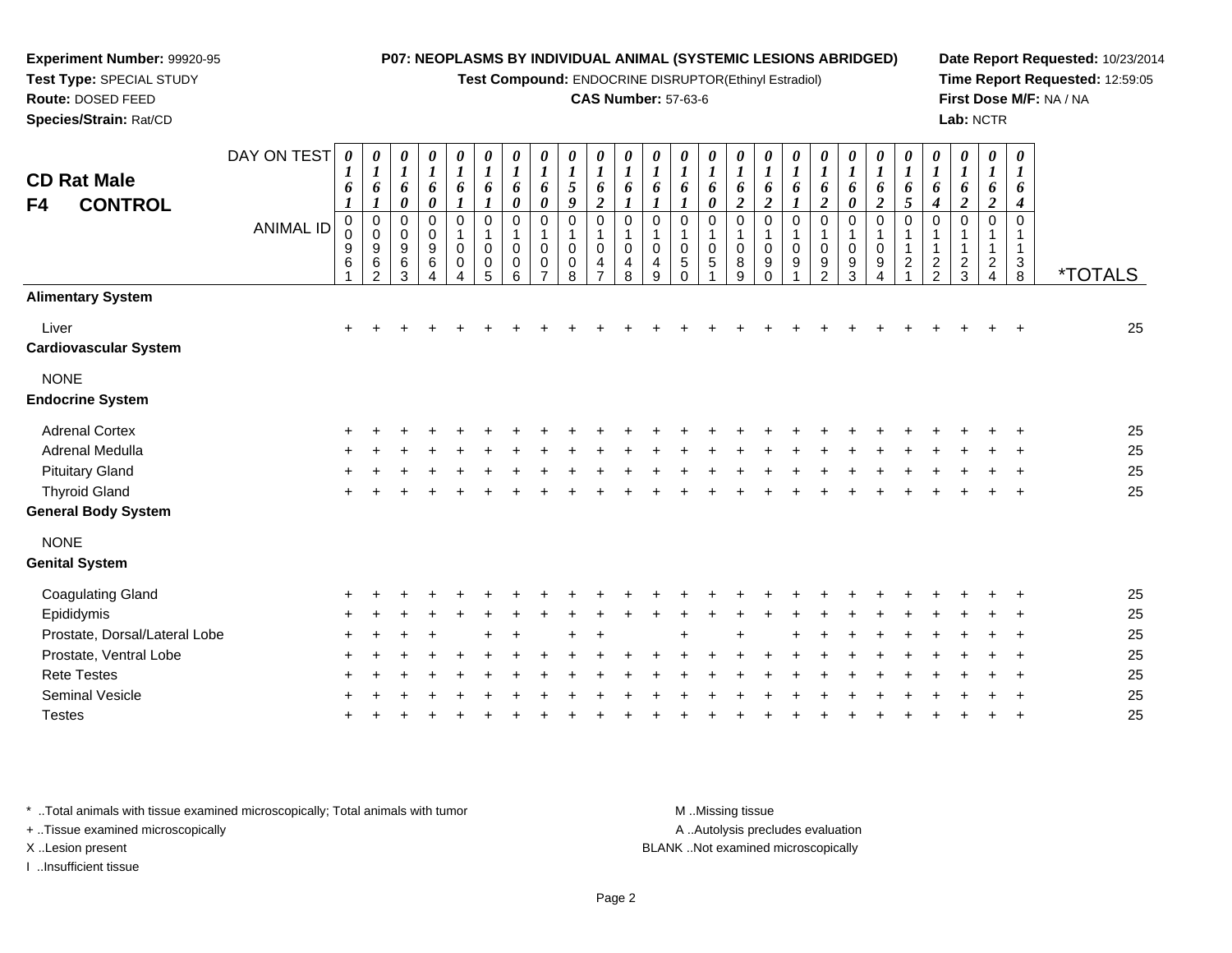**Experiment Number:** 99920-95
**Test Type:** SPECIAL STUDY
**Route:** DOSED FEED
**Species/Strain:** Rat/CD

**P07: NEOPLASMS BY INDIVIDUAL ANIMAL (SYSTEMIC LESIONS ABRIDGED)**
**Test Compound:** ENDOCRINE DISRUPTOR(Ethinyl Estradiol)
**CAS Number:** 57-63-6

**Date Report Requested:** 10/23/2014
**Time Report Requested:** 12:59:05
**First Dose M/F:** NA / NA
**Lab:** NCTR

## CD Rat Male F4 CONTROL

| DAY ON TEST | 0161 | 0161 | 0160 | 0160 | 0161 | 0161 | 0160 | 0160 | 0159 | 0162 | 0161 | 0161 | 0161 | 0160 | 0162 | 0162 | 0161 | 0162 | 0160 | 0162 | 0165 | 0164 | 0162 | 0162 | 0164 | |
|---|---|---|---|---|---|---|---|---|---|---|---|---|---|---|---|---|---|---|---|---|---|---|---|---|---|---|
| **ANIMAL ID** | 00961 | 00962 | 00963 | 00964 | 01004 | 01005 | 01006 | 01007 | 01008 | 01047 | 01048 | 01049 | 01050 | 01051 | 01089 | 01090 | 01091 | 01092 | 01093 | 01094 | 01121 | 01122 | 01123 | 01124 | 01138 | ***TOTALS** |
| **Alimentary System** | | | | | | | | | | | | | | | | | | | | | | | | | | |
| Liver | + | + | + | + | + | + | + | + | + | + | + | + | + | + | + | + | + | + | + | + | + | + | + | + | + | 25 |
| **Cardiovascular System** | | | | | | | | | | | | | | | | | | | | | | | | | | |
| NONE | | | | | | | | | | | | | | | | | | | | | | | | | | |
| **Endocrine System** | | | | | | | | | | | | | | | | | | | | | | | | | | |
| Adrenal Cortex | + | + | + | + | + | + | + | + | + | + | + | + | + | + | + | + | + | + | + | + | + | + | + | + | + | 25 |
| Adrenal Medulla | + | + | + | + | + | + | + | + | + | + | + | + | + | + | + | + | + | + | + | + | + | + | + | + | + | 25 |
| Pituitary Gland | + | + | + | + | + | + | + | + | + | + | + | + | + | + | + | + | + | + | + | + | + | + | + | + | + | 25 |
| Thyroid Gland | + | + | + | + | + | + | + | + | + | + | + | + | + | + | + | + | + | + | + | + | + | + | + | + | + | 25 |
| **General Body System** | | | | | | | | | | | | | | | | | | | | | | | | | | |
| NONE | | | | | | | | | | | | | | | | | | | | | | | | | | |
| **Genital System** | | | | | | | | | | | | | | | | | | | | | | | | | | |
| Coagulating Gland | + | + | + | + | + | + | + | + | + | + | + | + | + | + | + | + | + | + | + | + | + | + | + | + | + | 25 |
| Epididymis | + | + | + | + | + | + | + | + | + | + | + | + | + | + | + | + | + | + | + | + | + | + | + | + | + | 25 |
| Prostate, Dorsal/Lateral Lobe | + | + | + | + | | + | + | | + | + | | | + | | + | | + | + | + | + | + | + | + | + | + | 25 |
| Prostate, Ventral Lobe | + | + | + | + | + | + | + | + | + | + | + | + | + | + | + | + | + | + | + | + | + | + | + | + | + | 25 |
| Rete Testes | + | + | + | + | + | + | + | + | + | + | + | + | + | + | + | + | + | + | + | + | + | + | + | + | + | 25 |
| Seminal Vesicle | + | + | + | + | + | + | + | + | + | + | + | + | + | + | + | + | + | + | + | + | + | + | + | + | + | 25 |
| Testes | + | + | + | + | + | + | + | + | + | + | + | + | + | + | + | + | + | + | + | + | + | + | + | + | + | 25 |

* ..Total animals with tissue examined microscopically; Total animals with tumor
+ ..Tissue examined microscopically
X ..Lesion present
I ..Insufficient tissue

M ..Missing tissue
A ..Autolysis precludes evaluation
BLANK ..Not examined microscopically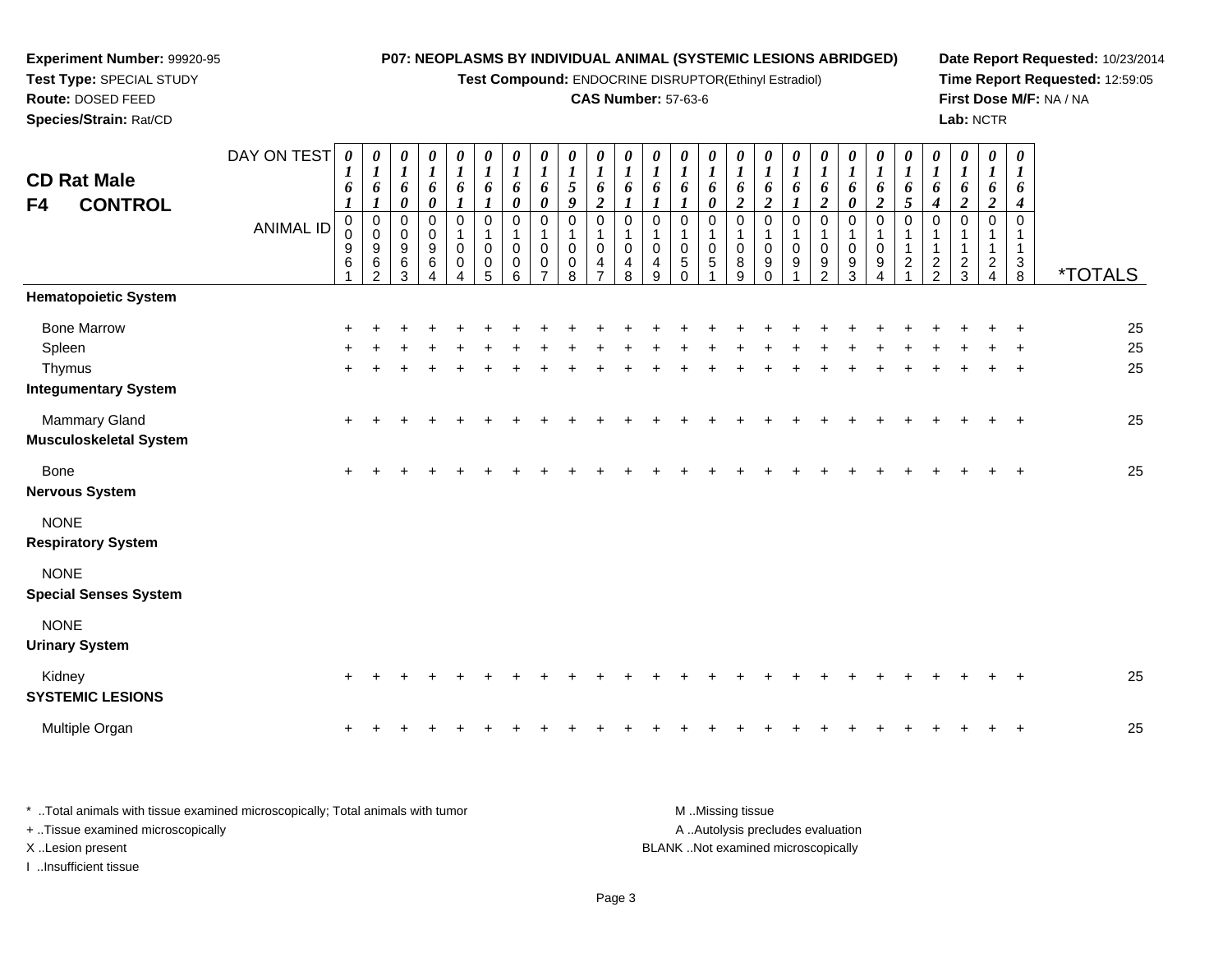**Experiment Number:** 99920-95
**Test Type:** SPECIAL STUDY
**Route:** DOSED FEED
**Species/Strain:** Rat/CD

**P07: NEOPLASMS BY INDIVIDUAL ANIMAL (SYSTEMIC LESIONS ABRIDGED)**
**Test Compound:** ENDOCRINE DISRUPTOR(Ethinyl Estradiol)
**CAS Number:** 57-63-6

**Date Report Requested:** 10/23/2014
**Time Report Requested:** 12:59:05
**First Dose M/F:** NA / NA
**Lab:** NCTR

## CD Rat Male
## F4 CONTROL

| DAY ON TEST | 0161 | 0161 | 0160 | 0160 | 0161 | 0161 | 0160 | 0160 | 0159 | 0162 | 0161 | 0161 | 0161 | 0160 | 0162 | 0162 | 0161 | 0162 | 0160 | 0162 | 0165 | 0164 | 0162 | 0162 | 0164 | |
|---|---|---|---|---|---|---|---|---|---|---|---|---|---|---|---|---|---|---|---|---|---|---|---|---|---|---|
| **ANIMAL ID** | 00961 | 00962 | 00963 | 00964 | 01004 | 01005 | 01006 | 01007 | 01008 | 01047 | 01048 | 01049 | 01050 | 01051 | 01089 | 01090 | 01091 | 01092 | 01093 | 01094 | 01121 | 01122 | 01123 | 01124 | 01138 | ***TOTALS** |
| **Hematopoietic System** | | | | | | | | | | | | | | | | | | | | | | | | | | |
| Bone Marrow | + | + | + | + | + | + | + | + | + | + | + | + | + | + | + | + | + | + | + | + | + | + | + | + | + | 25 |
| Spleen | + | + | + | + | + | + | + | + | + | + | + | + | + | + | + | + | + | + | + | + | + | + | + | + | + | 25 |
| Thymus | + | + | + | + | + | + | + | + | + | + | + | + | + | + | + | + | + | + | + | + | + | + | + | + | + | 25 |
| **Integumentary System** | | | | | | | | | | | | | | | | | | | | | | | | | | |
| Mammary Gland | + | + | + | + | + | + | + | + | + | + | + | + | + | + | + | + | + | + | + | + | + | + | + | + | + | 25 |
| **Musculoskeletal System** | | | | | | | | | | | | | | | | | | | | | | | | | | |
| Bone | + | + | + | + | + | + | + | + | + | + | + | + | + | + | + | + | + | + | + | + | + | + | + | + | + | 25 |
| **Nervous System** | | | | | | | | | | | | | | | | | | | | | | | | | | |
| NONE | | | | | | | | | | | | | | | | | | | | | | | | | | |
| **Respiratory System** | | | | | | | | | | | | | | | | | | | | | | | | | | |
| NONE | | | | | | | | | | | | | | | | | | | | | | | | | | |
| **Special Senses System** | | | | | | | | | | | | | | | | | | | | | | | | | | |
| NONE | | | | | | | | | | | | | | | | | | | | | | | | | | |
| **Urinary System** | | | | | | | | | | | | | | | | | | | | | | | | | | |
| Kidney | + | + | + | + | + | + | + | + | + | + | + | + | + | + | + | + | + | + | + | + | + | + | + | + | + | 25 |
| **SYSTEMIC LESIONS** | | | | | | | | | | | | | | | | | | | | | | | | | | |
| Multiple Organ | + | + | + | + | + | + | + | + | + | + | + | + | + | + | + | + | + | + | + | + | + | + | + | + | + | 25 |

* ..Total animals with tissue examined microscopically; Total animals with tumor
+ ..Tissue examined microscopically
X ..Lesion present
I ..Insufficient tissue

M ..Missing tissue
A ..Autolysis precludes evaluation
BLANK ..Not examined microscopically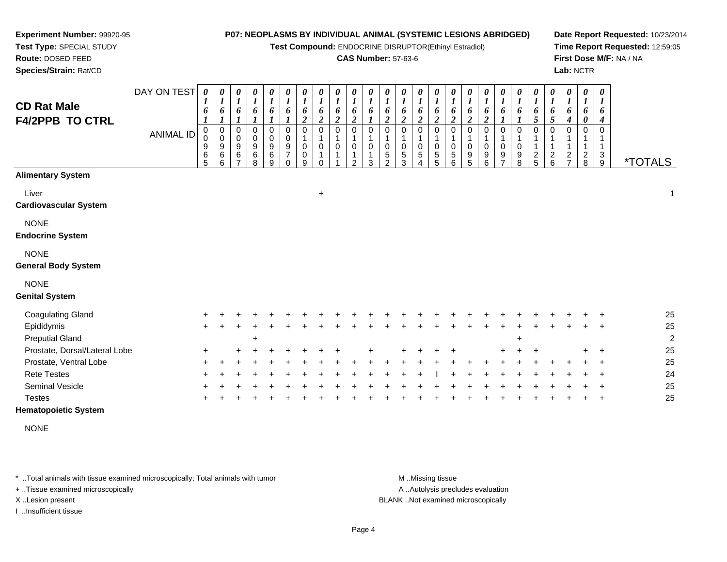**Experiment Number:** 99920-95
**Test Type:** SPECIAL STUDY
**Route:** DOSED FEED
**Species/Strain:** Rat/CD

**P07: NEOPLASMS BY INDIVIDUAL ANIMAL (SYSTEMIC LESIONS ABRIDGED)**
**Test Compound:** ENDOCRINE DISRUPTOR(Ethinyl Estradiol)
**CAS Number:** 57-63-6

**Date Report Requested:** 10/23/2014
**Time Report Requested:** 12:59:05
**First Dose M/F:** NA / NA
**Lab:** NCTR

## CD Rat Male F4/2PPB TO CTRL

| DAY ON TEST | 0161 | 0161 | 0161 | 0161 | 0161 | 0161 | 0162 | 0162 | 0162 | 0162 | 0161 | 0162 | 0162 | 0162 | 0162 | 0162 | 0162 | 0162 | 0161 | 0161 | 0165 | 0165 | 0164 | 0160 | 0164 | |
|---|---|---|---|---|---|---|---|---|---|---|---|---|---|---|---|---|---|---|---|---|---|---|---|---|---|---|
| **ANIMAL ID** | 0965 | 0966 | 0967 | 0968 | 0969 | 0970 | 1009 | 1010 | 1011 | 1012 | 1013 | 1052 | 1053 | 1054 | 1055 | 1056 | 1095 | 1096 | 1097 | 1098 | 1125 | 1126 | 1127 | 1128 | 1139 | ***TOTALS** |
| **Alimentary System** | | | | | | | | | | | | | | | | | | | | | | | | | | |
| Liver | | | | | | | | + | | | | | | | | | | | | | | | | | | 1 |
| **Cardiovascular System** | | | | | | | | | | | | | | | | | | | | | | | | | | |
| NONE | | | | | | | | | | | | | | | | | | | | | | | | | | |
| **Endocrine System** | | | | | | | | | | | | | | | | | | | | | | | | | | |
| NONE | | | | | | | | | | | | | | | | | | | | | | | | | | |
| **General Body System** | | | | | | | | | | | | | | | | | | | | | | | | | | |
| NONE | | | | | | | | | | | | | | | | | | | | | | | | | | |
| **Genital System** | | | | | | | | | | | | | | | | | | | | | | | | | | |
| Coagulating Gland | + | + | + | + | + | + | + | + | + | + | + | + | + | + | + | + | + | + | + | + | + | + | + | + | + | 25 |
| Epididymis | + | + | + | + | + | + | + | + | + | + | + | + | + | + | + | + | + | + | + | + | + | + | + | + | + | 25 |
| Preputial Gland | | | | + | | | | | | | | | | | | | | | | + | | | | | | 2 |
| Prostate, Dorsal/Lateral Lobe | + | | + | + | + | + | + | + | + | | + | | + | + | + | + | | | + | + | + | | | + | + | 25 |
| Prostate, Ventral Lobe | + | + | + | + | + | + | + | + | + | + | + | + | + | + | + | + | + | + | + | + | + | + | + | + | + | 25 |
| Rete Testes | + | + | + | + | + | + | + | + | + | + | + | + | + | + | I | + | + | + | + | + | + | + | + | + | + | 24 |
| Seminal Vesicle | + | + | + | + | + | + | + | + | + | + | + | + | + | + | + | + | + | + | + | + | + | + | + | + | + | 25 |
| Testes | + | + | + | + | + | + | + | + | + | + | + | + | + | + | + | + | + | + | + | + | + | + | + | + | + | 25 |
| **Hematopoietic System** | | | | | | | | | | | | | | | | | | | | | | | | | | |
| NONE | | | | | | | | | | | | | | | | | | | | | | | | | | |

* ..Total animals with tissue examined microscopically; Total animals with tumor
+ ..Tissue examined microscopically
X ..Lesion present
I ..Insufficient tissue

M ..Missing tissue
A ..Autolysis precludes evaluation
BLANK ..Not examined microscopically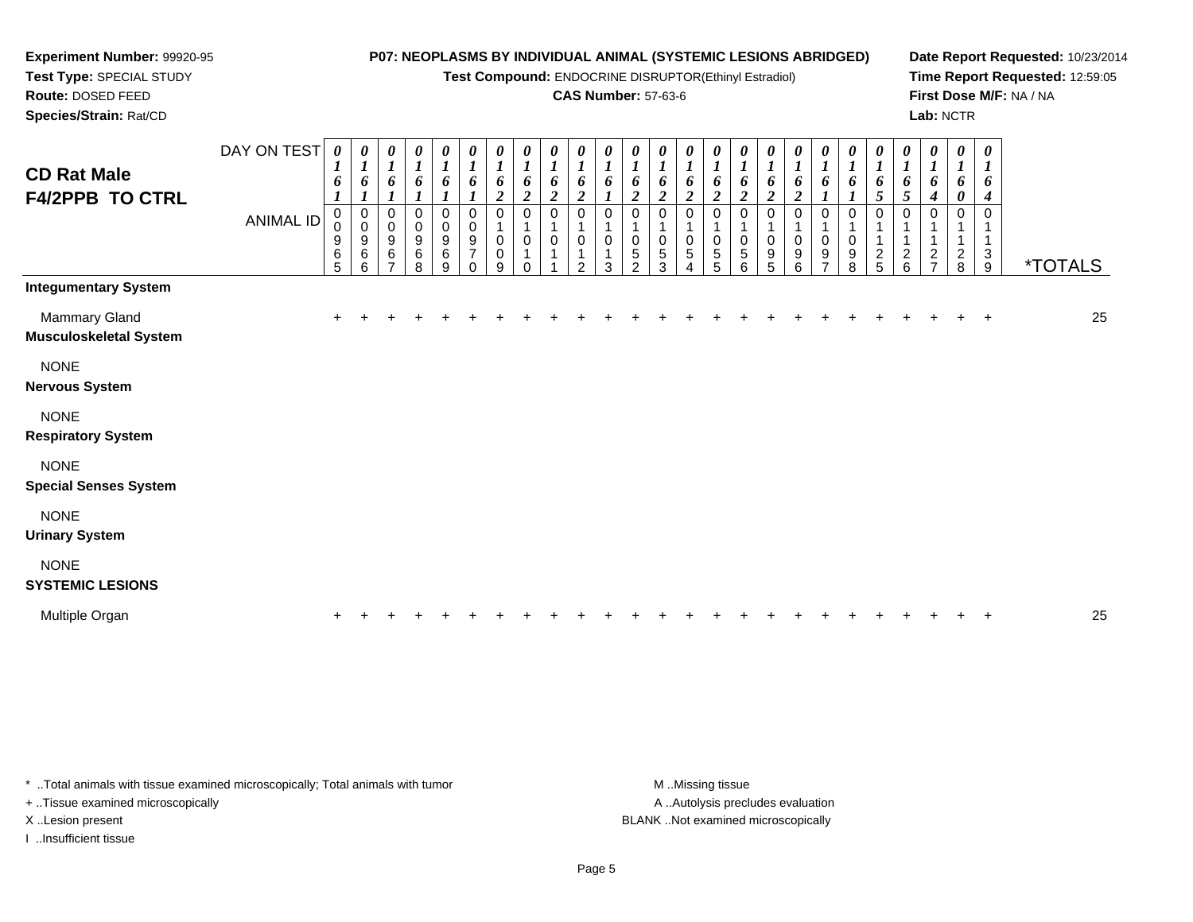**Experiment Number:** 99920-95
**Test Type:** SPECIAL STUDY
**Route:** DOSED FEED
**Species/Strain:** Rat/CD

**P07: NEOPLASMS BY INDIVIDUAL ANIMAL (SYSTEMIC LESIONS ABRIDGED)**
**Test Compound:** ENDOCRINE DISRUPTOR(Ethinyl Estradiol)
**CAS Number:** 57-63-6

**Date Report Requested:** 10/23/2014
**Time Report Requested:** 12:59:05
**First Dose M/F:** NA / NA
**Lab:** NCTR

**CD Rat Male**
**F4/2PPB TO CTRL**

| DAY ON TEST | 0161 | 0161 | 0161 | 0161 | 0161 | 0161 | 0162 | 0162 | 0162 | 0162 | 0161 | 0162 | 0162 | 0162 | 0162 | 0162 | 0162 | 0162 | 0161 | 0161 | 0165 | 0165 | 0164 | 0160 | 0164 | |
|---|---|---|---|---|---|---|---|---|---|---|---|---|---|---|---|---|---|---|---|---|---|---|---|---|---|---|
| **ANIMAL ID** | 00965 | 00966 | 00967 | 00968 | 00969 | 00970 | 01009 | 01010 | 01011 | 01012 | 01013 | 01052 | 01053 | 01054 | 01055 | 01056 | 01095 | 01096 | 01097 | 01098 | 01125 | 01126 | 01127 | 01128 | 01139 | ***TOTALS** |
| **Integumentary System** | | | | | | | | | | | | | | | | | | | | | | | | | | |
| Mammary Gland | + | + | + | + | + | + | + | + | + | + | + | + | + | + | + | + | + | + | + | + | + | + | + | + | + | 25 |
| **Musculoskeletal System** | | | | | | | | | | | | | | | | | | | | | | | | | | |
| NONE | | | | | | | | | | | | | | | | | | | | | | | | | | |
| **Nervous System** | | | | | | | | | | | | | | | | | | | | | | | | | | |
| NONE | | | | | | | | | | | | | | | | | | | | | | | | | | |
| **Respiratory System** | | | | | | | | | | | | | | | | | | | | | | | | | | |
| NONE | | | | | | | | | | | | | | | | | | | | | | | | | | |
| **Special Senses System** | | | | | | | | | | | | | | | | | | | | | | | | | | |
| NONE | | | | | | | | | | | | | | | | | | | | | | | | | | |
| **Urinary System** | | | | | | | | | | | | | | | | | | | | | | | | | | |
| NONE | | | | | | | | | | | | | | | | | | | | | | | | | | |
| **SYSTEMIC LESIONS** | | | | | | | | | | | | | | | | | | | | | | | | | | |
| Multiple Organ | + | + | + | + | + | + | + | + | + | + | + | + | + | + | + | + | + | + | + | + | + | + | + | + | + | 25 |

\* ..Total animals with tissue examined microscopically; Total animals with tumor
\+ ..Tissue examined microscopically
X ..Lesion present
I ..Insufficient tissue

M ..Missing tissue
A ..Autolysis precludes evaluation
BLANK ..Not examined microscopically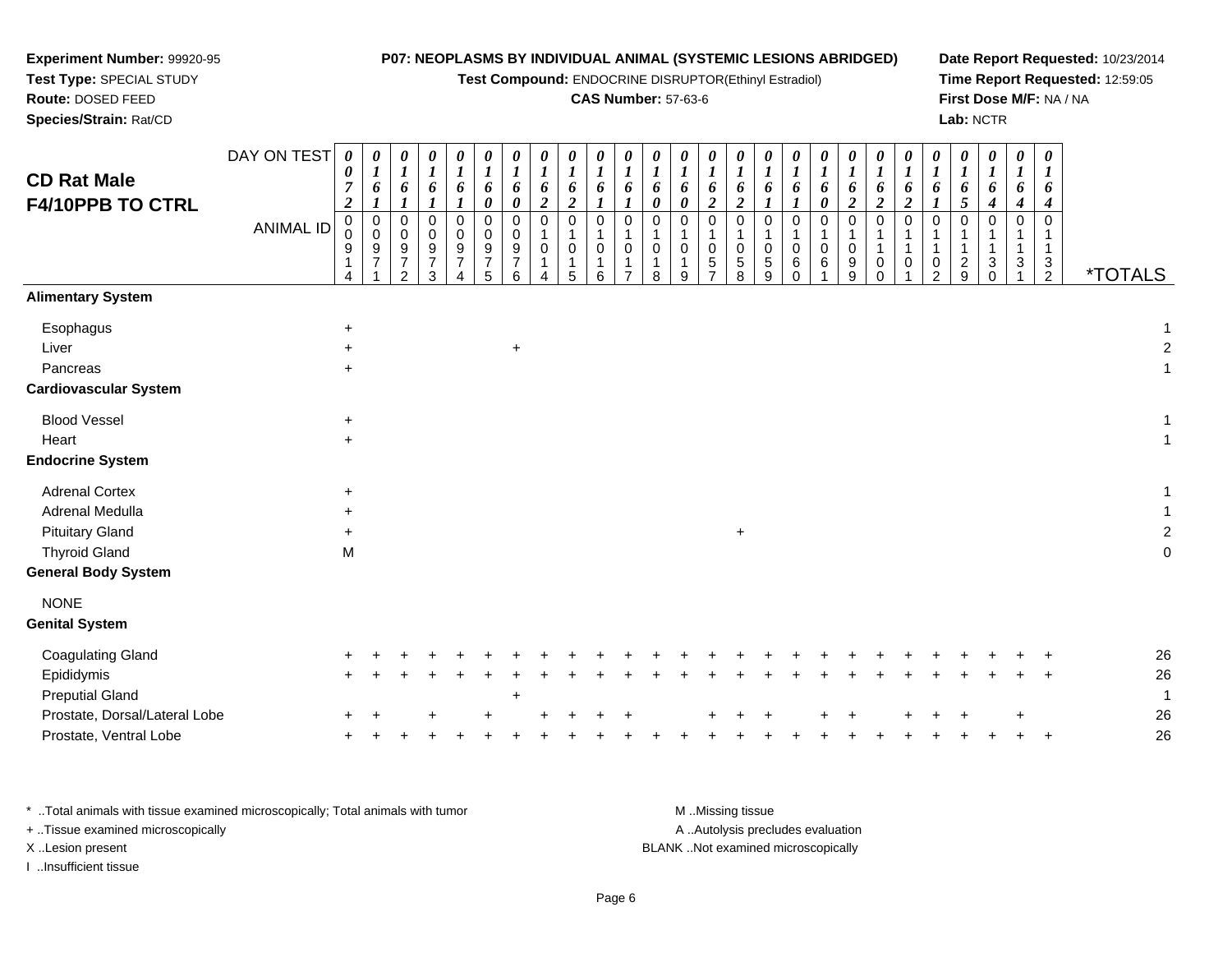**Experiment Number:** 99920-95
**Test Type:** SPECIAL STUDY
**Route:** DOSED FEED
**Species/Strain:** Rat/CD

**P07: NEOPLASMS BY INDIVIDUAL ANIMAL (SYSTEMIC LESIONS ABRIDGED)**
**Test Compound:** ENDOCRINE DISRUPTOR(Ethinyl Estradiol)
**CAS Number:** 57-63-6

**Date Report Requested:** 10/23/2014
**Time Report Requested:** 12:59:05
**First Dose M/F:** NA / NA
**Lab:** NCTR

## CD Rat Male F4/10PPB TO CTRL

| DAY ON TEST | 0072 | 0161 | 0161 | 0161 | 0161 | 0160 | 0160 | 0162 | 0162 | 0161 | 0161 | 0160 | 0160 | 0162 | 0162 | 0161 | 0161 | 0160 | 0162 | 0162 | 0162 | 0161 | 0165 | 0164 | 0164 | 0164 | |
|---|---|---|---|---|---|---|---|---|---|---|---|---|---|---|---|---|---|---|---|---|---|---|---|---|---|---|---|
| **ANIMAL ID** | 00914 | 00971 | 00972 | 00973 | 00974 | 00975 | 00976 | 01014 | 01015 | 01016 | 01017 | 01018 | 01019 | 01057 | 01058 | 01059 | 01060 | 01061 | 01099 | 01100 | 01101 | 01102 | 01129 | 01130 | 01131 | 01132 | ***TOTALS** |
| **Alimentary System** | | | | | | | | | | | | | | | | | | | | | | | | | | | |
| Esophagus | + | | | | | | | | | | | | | | | | | | | | | | | | | | 1 |
| Liver | + | | | | | | + | | | | | | | | | | | | | | | | | | | | 2 |
| Pancreas | + | | | | | | | | | | | | | | | | | | | | | | | | | | 1 |
| **Cardiovascular System** | | | | | | | | | | | | | | | | | | | | | | | | | | | |
| Blood Vessel | + | | | | | | | | | | | | | | | | | | | | | | | | | | 1 |
| Heart | + | | | | | | | | | | | | | | | | | | | | | | | | | | 1 |
| **Endocrine System** | | | | | | | | | | | | | | | | | | | | | | | | | | | |
| Adrenal Cortex | + | | | | | | | | | | | | | | | | | | | | | | | | | | 1 |
| Adrenal Medulla | + | | | | | | | | | | | | | | | | | | | | | | | | | | 1 |
| Pituitary Gland | + | | | | | | | | | | | | | | + | | | | | | | | | | | | 2 |
| Thyroid Gland | M | | | | | | | | | | | | | | | | | | | | | | | | | | 0 |
| **General Body System** | | | | | | | | | | | | | | | | | | | | | | | | | | | |
| NONE | | | | | | | | | | | | | | | | | | | | | | | | | | | |
| **Genital System** | | | | | | | | | | | | | | | | | | | | | | | | | | | |
| Coagulating Gland | + | + | + | + | + | + | + | + | + | + | + | + | + | + | + | + | + | + | + | + | + | + | + | + | + | + | 26 |
| Epididymis | + | + | + | + | + | + | + | + | + | + | + | + | + | + | + | + | + | + | + | + | + | + | + | + | + | + | 26 |
| Preputial Gland | | | | | | | + | | | | | | | | | | | | | | | | | | | | 1 |
| Prostate, Dorsal/Lateral Lobe | + | + | | + | | + | | + | + | + | + | | | + | + | + | | + | + | | + | + | + | | + | | 26 |
| Prostate, Ventral Lobe | + | + | + | + | + | + | + | + | + | + | + | + | + | + | + | + | + | + | + | + | + | + | + | + | + | + | 26 |

\* ..Total animals with tissue examined microscopically; Total animals with tumor
\+ ..Tissue examined microscopically
X ..Lesion present
I ..Insufficient tissue

M ..Missing tissue
A ..Autolysis precludes evaluation
BLANK ..Not examined microscopically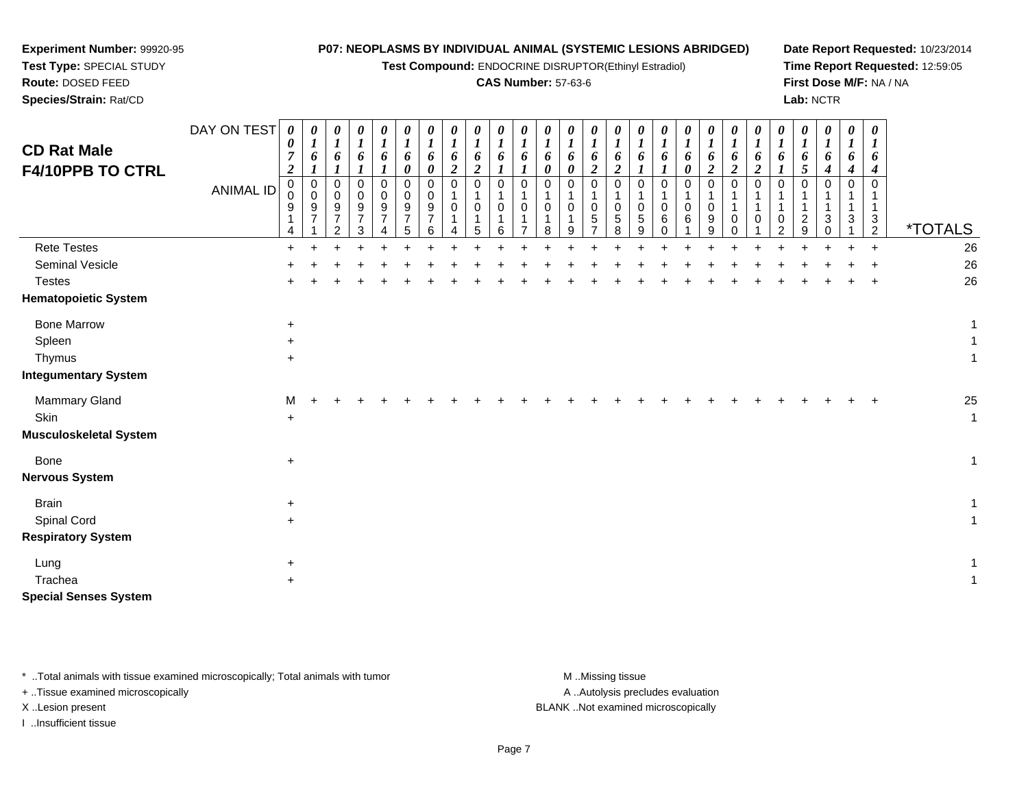**Experiment Number:** 99920-95
**Test Type:** SPECIAL STUDY
**Route:** DOSED FEED
**Species/Strain:** Rat/CD

**P07: NEOPLASMS BY INDIVIDUAL ANIMAL (SYSTEMIC LESIONS ABRIDGED)**
**Test Compound:** ENDOCRINE DISRUPTOR(Ethinyl Estradiol)
**CAS Number:** 57-63-6

**Date Report Requested:** 10/23/2014
**Time Report Requested:** 12:59:05
**First Dose M/F:** NA / NA
**Lab:** NCTR

## CD Rat Male F4/10PPB TO CTRL

| DAY ON TEST | 0072 | 0161 | 0161 | 0161 | 0161 | 0160 | 0160 | 0162 | 0162 | 0161 | 0161 | 0160 | 0160 | 0162 | 0162 | 0161 | 0161 | 0160 | 0162 | 0162 | 0162 | 0161 | 0165 | 0164 | 0164 | 0164 | |
|---|---|---|---|---|---|---|---|---|---|---|---|---|---|---|---|---|---|---|---|---|---|---|---|---|---|---|---|
| **ANIMAL ID** | 00914 | 00971 | 00972 | 00973 | 00974 | 00975 | 00976 | 01014 | 01015 | 01016 | 01017 | 01018 | 01019 | 01057 | 01058 | 01059 | 01060 | 01061 | 01099 | 01100 | 01101 | 01102 | 01129 | 01130 | 01131 | 01132 | ***TOTALS** |
| Rete Testes | + | + | + | + | + | + | + | + | + | + | + | + | + | + | + | + | + | + | + | + | + | + | + | + | + | + | 26 |
| Seminal Vesicle | + | + | + | + | + | + | + | + | + | + | + | + | + | + | + | + | + | + | + | + | + | + | + | + | + | + | 26 |
| Testes | + | + | + | + | + | + | + | + | + | + | + | + | + | + | + | + | + | + | + | + | + | + | + | + | + | + | 26 |
| **Hematopoietic System** | | | | | | | | | | | | | | | | | | | | | | | | | | | |
| Bone Marrow | + | | | | | | | | | | | | | | | | | | | | | | | | | | 1 |
| Spleen | + | | | | | | | | | | | | | | | | | | | | | | | | | | 1 |
| Thymus | + | | | | | | | | | | | | | | | | | | | | | | | | | | 1 |
| **Integumentary System** | | | | | | | | | | | | | | | | | | | | | | | | | | | |
| Mammary Gland | M | + | + | + | + | + | + | + | + | + | + | + | + | + | + | + | + | + | + | + | + | + | + | + | + | + | 25 |
| Skin | + | | | | | | | | | | | | | | | | | | | | | | | | | | 1 |
| **Musculoskeletal System** | | | | | | | | | | | | | | | | | | | | | | | | | | | |
| Bone | + | | | | | | | | | | | | | | | | | | | | | | | | | | 1 |
| **Nervous System** | | | | | | | | | | | | | | | | | | | | | | | | | | | |
| Brain | + | | | | | | | | | | | | | | | | | | | | | | | | | | 1 |
| Spinal Cord | + | | | | | | | | | | | | | | | | | | | | | | | | | | 1 |
| **Respiratory System** | | | | | | | | | | | | | | | | | | | | | | | | | | | |
| Lung | + | | | | | | | | | | | | | | | | | | | | | | | | | | 1 |
| Trachea | + | | | | | | | | | | | | | | | | | | | | | | | | | | 1 |
| **Special Senses System** | | | | | | | | | | | | | | | | | | | | | | | | | | | |

* ..Total animals with tissue examined microscopically; Total animals with tumor
+ ..Tissue examined microscopically
X ..Lesion present
I ..Insufficient tissue

M ..Missing tissue
A ..Autolysis precludes evaluation
BLANK ..Not examined microscopically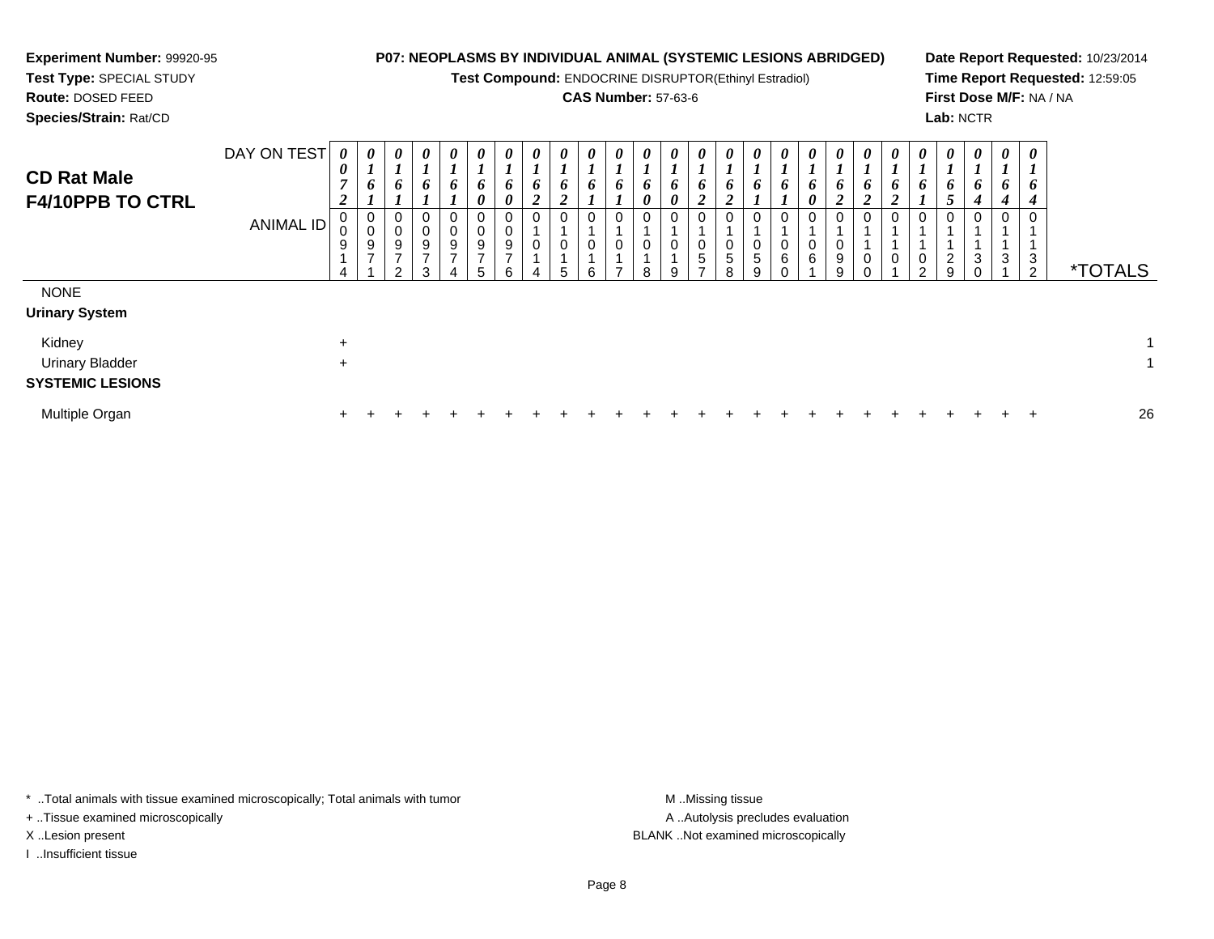**Experiment Number:** 99920-95
**Test Type:** SPECIAL STUDY
**Route:** DOSED FEED
**Species/Strain:** Rat/CD

**P07: NEOPLASMS BY INDIVIDUAL ANIMAL (SYSTEMIC LESIONS ABRIDGED)**
**Test Compound:** ENDOCRINE DISRUPTOR(Ethinyl Estradiol)
**CAS Number:** 57-63-6

**Date Report Requested:** 10/23/2014
**Time Report Requested:** 12:59:05
**First Dose M/F:** NA / NA
**Lab:** NCTR

## CD Rat Male F4/10PPB TO CTRL

| DAY ON TEST | 0072 | 0161 | 0161 | 0161 | 0161 | 0160 | 0160 | 0162 | 0162 | 0161 | 0161 | 0160 | 0160 | 0162 | 0162 | 0161 | 0161 | 0160 | 0162 | 0162 | 0162 | 0161 | 0165 | 0164 | 0164 | 0164 | |
|---|---|---|---|---|---|---|---|---|---|---|---|---|---|---|---|---|---|---|---|---|---|---|---|---|---|---|---|
| **ANIMAL ID** | 00914 | 00971 | 00972 | 00973 | 00974 | 00975 | 00976 | 01014 | 01015 | 01016 | 01017 | 01018 | 01019 | 01057 | 01058 | 01059 | 01060 | 01061 | 01099 | 01100 | 01101 | 01102 | 01129 | 01130 | 01131 | 01132 | ***TOTALS** |
| NONE | | | | | | | | | | | | | | | | | | | | | | | | | | | |
| **Urinary System** | | | | | | | | | | | | | | | | | | | | | | | | | | | |
| Kidney | + | | | | | | | | | | | | | | | | | | | | | | | | | | 1 |
| Urinary Bladder | + | | | | | | | | | | | | | | | | | | | | | | | | | | 1 |
| **SYSTEMIC LESIONS** | | | | | | | | | | | | | | | | | | | | | | | | | | | |
| Multiple Organ | + | + | + | + | + | + | + | + | + | + | + | + | + | + | + | + | + | + | + | + | + | + | + | + | + | + | 26 |

\* ..Total animals with tissue examined microscopically; Total animals with tumor
\+ ..Tissue examined microscopically
X ..Lesion present
I ..Insufficient tissue

M ..Missing tissue
A ..Autolysis precludes evaluation
BLANK ..Not examined microscopically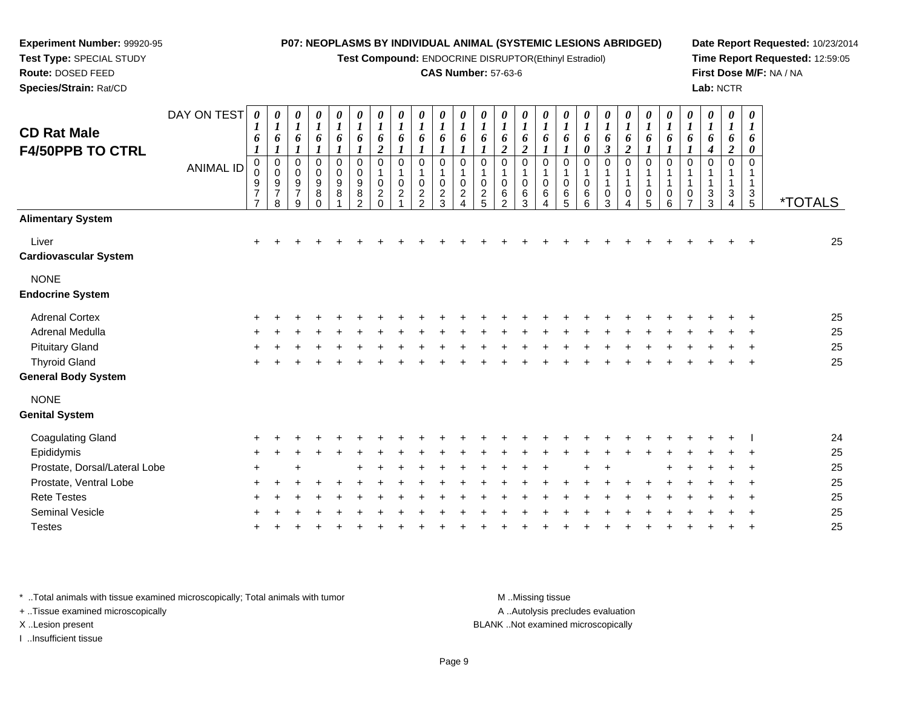**Experiment Number:** 99920-95
**Test Type:** SPECIAL STUDY
**Route:** DOSED FEED
**Species/Strain:** Rat/CD

**P07: NEOPLASMS BY INDIVIDUAL ANIMAL (SYSTEMIC LESIONS ABRIDGED)**
**Test Compound:** ENDOCRINE DISRUPTOR(Ethinyl Estradiol)
**CAS Number:** 57-63-6

**Date Report Requested:** 10/23/2014
**Time Report Requested:** 12:59:05
**First Dose M/F:** NA / NA
**Lab:** NCTR

## CD Rat Male F4/50PPB TO CTRL

| DAY ON TEST | 0161 | 0161 | 0161 | 0161 | 0161 | 0161 | 0162 | 0161 | 0161 | 0161 | 0161 | 0161 | 0162 | 0162 | 0161 | 0161 | 0160 | 0163 | 0162 | 0161 | 0161 | 0161 | 0164 | 0162 | 0160 | |
|---|---|---|---|---|---|---|---|---|---|---|---|---|---|---|---|---|---|---|---|---|---|---|---|---|---|---|
| **ANIMAL ID** | 00977 | 00978 | 00979 | 00980 | 00981 | 00982 | 01020 | 01021 | 01022 | 01023 | 01024 | 01025 | 01062 | 01063 | 01064 | 01065 | 01066 | 01103 | 01104 | 01105 | 01106 | 01107 | 01133 | 01134 | 01135 | ***TOTALS** |
| **Alimentary System** | | | | | | | | | | | | | | | | | | | | | | | | | | |
| Liver | + | + | + | + | + | + | + | + | + | + | + | + | + | + | + | + | + | + | + | + | + | + | + | + | + | 25 |
| **Cardiovascular System** | | | | | | | | | | | | | | | | | | | | | | | | | | |
| NONE | | | | | | | | | | | | | | | | | | | | | | | | | | |
| **Endocrine System** | | | | | | | | | | | | | | | | | | | | | | | | | | |
| Adrenal Cortex | + | + | + | + | + | + | + | + | + | + | + | + | + | + | + | + | + | + | + | + | + | + | + | + | + | 25 |
| Adrenal Medulla | + | + | + | + | + | + | + | + | + | + | + | + | + | + | + | + | + | + | + | + | + | + | + | + | + | 25 |
| Pituitary Gland | + | + | + | + | + | + | + | + | + | + | + | + | + | + | + | + | + | + | + | + | + | + | + | + | + | 25 |
| Thyroid Gland | + | + | + | + | + | + | + | + | + | + | + | + | + | + | + | + | + | + | + | + | + | + | + | + | + | 25 |
| **General Body System** | | | | | | | | | | | | | | | | | | | | | | | | | | |
| NONE | | | | | | | | | | | | | | | | | | | | | | | | | | |
| **Genital System** | | | | | | | | | | | | | | | | | | | | | | | | | | |
| Coagulating Gland | + | + | + | + | + | + | + | + | + | + | + | + | + | + | + | + | + | + | + | + | + | + | + | + | I | 24 |
| Epididymis | + | + | + | + | + | + | + | + | + | + | + | + | + | + | + | + | + | + | + | + | + | + | + | + | + | 25 |
| Prostate, Dorsal/Lateral Lobe | + | | + | | | + | + | + | + | + | + | + | + | + | + | | + | + | | | + | + | + | + | + | 25 |
| Prostate, Ventral Lobe | + | + | + | + | + | + | + | + | + | + | + | + | + | + | + | + | + | + | + | + | + | + | + | + | + | 25 |
| Rete Testes | + | + | + | + | + | + | + | + | + | + | + | + | + | + | + | + | + | + | + | + | + | + | + | + | + | 25 |
| Seminal Vesicle | + | + | + | + | + | + | + | + | + | + | + | + | + | + | + | + | + | + | + | + | + | + | + | + | + | 25 |
| Testes | + | + | + | + | + | + | + | + | + | + | + | + | + | + | + | + | + | + | + | + | + | + | + | + | + | 25 |

* ..Total animals with tissue examined microscopically; Total animals with tumor
+ ..Tissue examined microscopically
X ..Lesion present
I ..Insufficient tissue

M ..Missing tissue
A ..Autolysis precludes evaluation
BLANK ..Not examined microscopically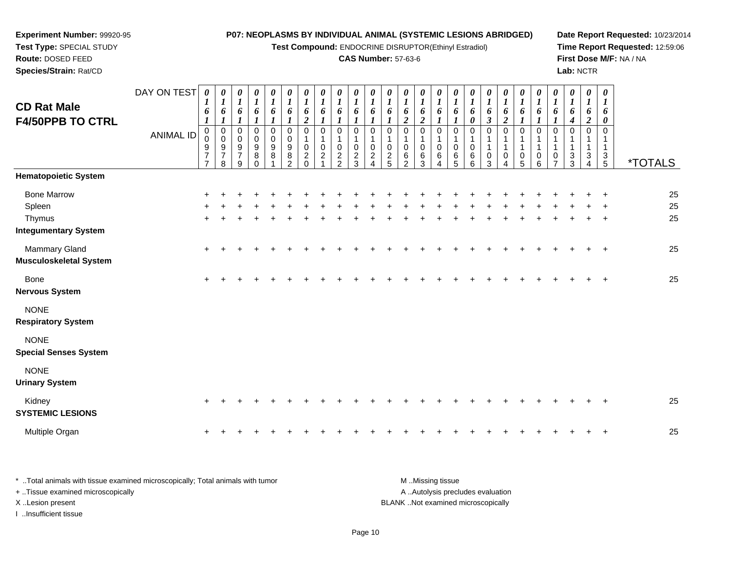**Experiment Number:** 99920-95
**Test Type:** SPECIAL STUDY
**Route:** DOSED FEED
**Species/Strain:** Rat/CD

**P07: NEOPLASMS BY INDIVIDUAL ANIMAL (SYSTEMIC LESIONS ABRIDGED)**
**Test Compound:** ENDOCRINE DISRUPTOR(Ethinyl Estradiol)
**CAS Number:** 57-63-6

**Date Report Requested:** 10/23/2014
**Time Report Requested:** 12:59:06
**First Dose M/F:** NA / NA
**Lab:** NCTR

## CD Rat Male F4/50PPB TO CTRL

| DAY ON TEST | 0161 | 0161 | 0161 | 0161 | 0161 | 0161 | 0162 | 0161 | 0161 | 0161 | 0161 | 0161 | 0162 | 0162 | 0161 | 0161 | 0160 | 0163 | 0162 | 0161 | 0161 | 0161 | 0164 | 0162 | 0160 | |
|---|---|---|---|---|---|---|---|---|---|---|---|---|---|---|---|---|---|---|---|---|---|---|---|---|---|---|
| **ANIMAL ID** | 00977 | 00978 | 00979 | 00980 | 00981 | 00982 | 01020 | 01021 | 01022 | 01023 | 01024 | 01025 | 01062 | 01063 | 01064 | 01065 | 01066 | 01103 | 01104 | 01105 | 01106 | 01107 | 01133 | 01134 | 01135 | ***TOTALS** |
| **Hematopoietic System** | | | | | | | | | | | | | | | | | | | | | | | | | | |
| Bone Marrow | + | + | + | + | + | + | + | + | + | + | + | + | + | + | + | + | + | + | + | + | + | + | + | + | + | 25 |
| Spleen | + | + | + | + | + | + | + | + | + | + | + | + | + | + | + | + | + | + | + | + | + | + | + | + | + | 25 |
| Thymus | + | + | + | + | + | + | + | + | + | + | + | + | + | + | + | + | + | + | + | + | + | + | + | + | + | 25 |
| **Integumentary System** | | | | | | | | | | | | | | | | | | | | | | | | | | |
| Mammary Gland | + | + | + | + | + | + | + | + | + | + | + | + | + | + | + | + | + | + | + | + | + | + | + | + | + | 25 |
| **Musculoskeletal System** | | | | | | | | | | | | | | | | | | | | | | | | | | |
| Bone | + | + | + | + | + | + | + | + | + | + | + | + | + | + | + | + | + | + | + | + | + | + | + | + | + | 25 |
| **Nervous System** | | | | | | | | | | | | | | | | | | | | | | | | | | |
| NONE | | | | | | | | | | | | | | | | | | | | | | | | | | |
| **Respiratory System** | | | | | | | | | | | | | | | | | | | | | | | | | | |
| NONE | | | | | | | | | | | | | | | | | | | | | | | | | | |
| **Special Senses System** | | | | | | | | | | | | | | | | | | | | | | | | | | |
| NONE | | | | | | | | | | | | | | | | | | | | | | | | | | |
| **Urinary System** | | | | | | | | | | | | | | | | | | | | | | | | | | |
| Kidney | + | + | + | + | + | + | + | + | + | + | + | + | + | + | + | + | + | + | + | + | + | + | + | + | + | 25 |
| **SYSTEMIC LESIONS** | | | | | | | | | | | | | | | | | | | | | | | | | | |
| Multiple Organ | + | + | + | + | + | + | + | + | + | + | + | + | + | + | + | + | + | + | + | + | + | + | + | + | + | 25 |

* ..Total animals with tissue examined microscopically; Total animals with tumor
+ ..Tissue examined microscopically
X ..Lesion present
I ..Insufficient tissue

M ..Missing tissue
A ..Autolysis precludes evaluation
BLANK ..Not examined microscopically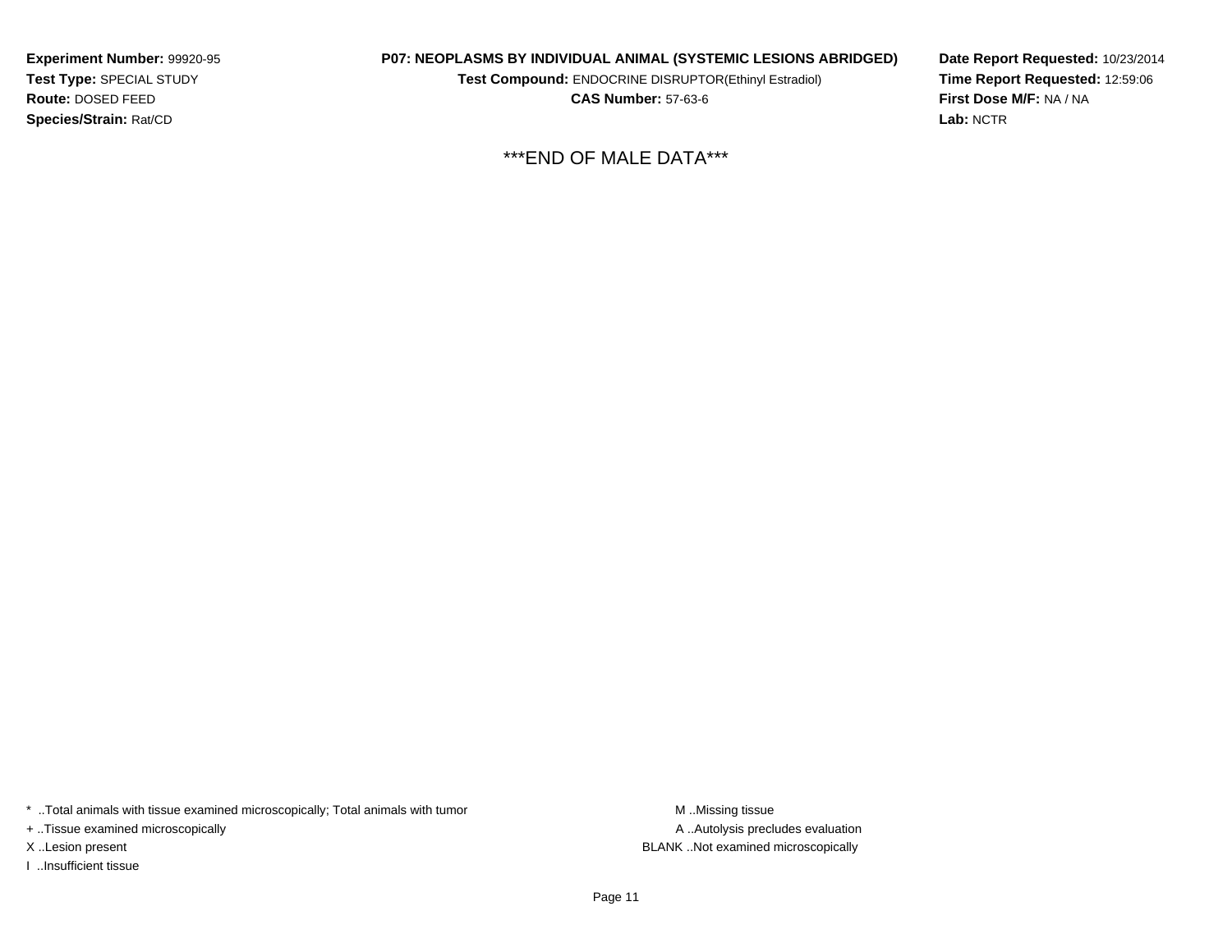**Experiment Number:** 99920-95
**Test Type:** SPECIAL STUDY
**Route:** DOSED FEED
**Species/Strain:** Rat/CD

**P07: NEOPLASMS BY INDIVIDUAL ANIMAL (SYSTEMIC LESIONS ABRIDGED)**
**Test Compound:** ENDOCRINE DISRUPTOR(Ethinyl Estradiol)
**CAS Number:** 57-63-6

**Date Report Requested:** 10/23/2014
**Time Report Requested:** 12:59:06
**First Dose M/F:** NA / NA
**Lab:** NCTR

***END OF MALE DATA***

* ..Total animals with tissue examined microscopically; Total animals with tumor
+ ..Tissue examined microscopically
X ..Lesion present
I ..Insufficient tissue

M ..Missing tissue
A ..Autolysis precludes evaluation
BLANK ..Not examined microscopically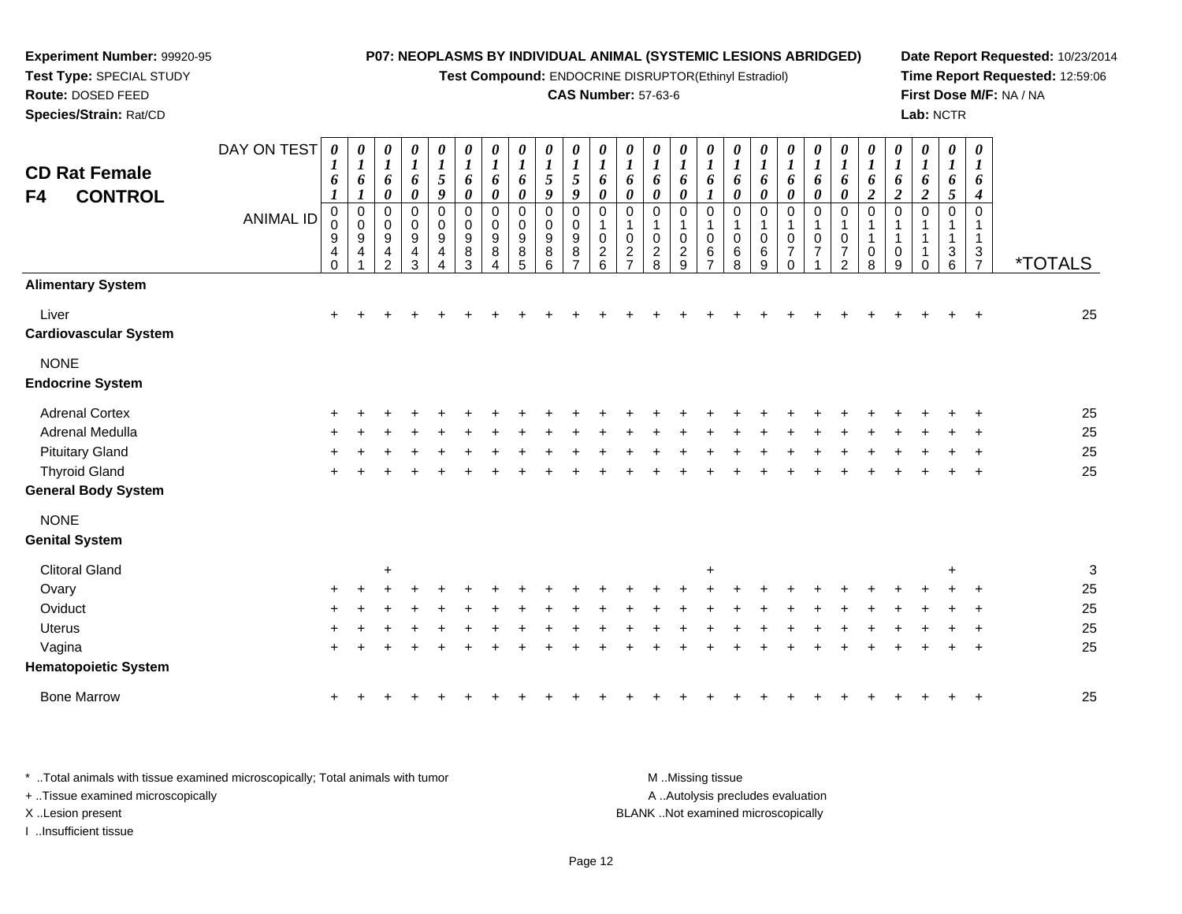**Experiment Number:** 99920-95
**Test Type:** SPECIAL STUDY
**Route:** DOSED FEED
**Species/Strain:** Rat/CD

**P07: NEOPLASMS BY INDIVIDUAL ANIMAL (SYSTEMIC LESIONS ABRIDGED)**
**Test Compound:** ENDOCRINE DISRUPTOR(Ethinyl Estradiol)
**CAS Number:** 57-63-6

**Date Report Requested:** 10/23/2014
**Time Report Requested:** 12:59:06
**First Dose M/F:** NA / NA
**Lab:** NCTR

## CD Rat Female F4 CONTROL

| DAY ON TEST | 0161 | 0161 | 0160 | 0160 | 0159 | 0160 | 0160 | 0160 | 0159 | 0159 | 0160 | 0160 | 0160 | 0160 | 0161 | 0160 | 0160 | 0160 | 0160 | 0160 | 0162 | 0162 | 0162 | 0165 | 0164 | |
|---|---|---|---|---|---|---|---|---|---|---|---|---|---|---|---|---|---|---|---|---|---|---|---|---|---|---|
| **ANIMAL ID** | 00940 | 00941 | 00942 | 00943 | 00944 | 00983 | 00984 | 00985 | 00986 | 00987 | 01026 | 01027 | 01028 | 01029 | 01067 | 01068 | 01069 | 01070 | 01071 | 01072 | 01108 | 01109 | 01110 | 01136 | 01137 | ***TOTALS** |
| **Alimentary System** | | | | | | | | | | | | | | | | | | | | | | | | | | |
| Liver | + | + | + | + | + | + | + | + | + | + | + | + | + | + | + | + | + | + | + | + | + | + | + | + | + | 25 |
| **Cardiovascular System** | | | | | | | | | | | | | | | | | | | | | | | | | | |
| NONE | | | | | | | | | | | | | | | | | | | | | | | | | | |
| **Endocrine System** | | | | | | | | | | | | | | | | | | | | | | | | | | |
| Adrenal Cortex | + | + | + | + | + | + | + | + | + | + | + | + | + | + | + | + | + | + | + | + | + | + | + | + | + | 25 |
| Adrenal Medulla | + | + | + | + | + | + | + | + | + | + | + | + | + | + | + | + | + | + | + | + | + | + | + | + | + | 25 |
| Pituitary Gland | + | + | + | + | + | + | + | + | + | + | + | + | + | + | + | + | + | + | + | + | + | + | + | + | + | 25 |
| Thyroid Gland | + | + | + | + | + | + | + | + | + | + | + | + | + | + | + | + | + | + | + | + | + | + | + | + | + | 25 |
| **General Body System** | | | | | | | | | | | | | | | | | | | | | | | | | | |
| NONE | | | | | | | | | | | | | | | | | | | | | | | | | | |
| **Genital System** | | | | | | | | | | | | | | | | | | | | | | | | | | |
| Clitoral Gland | | | + | | | | | | | | | | | | + | | | | | | | | | + | | 3 |
| Ovary | + | + | + | + | + | + | + | + | + | + | + | + | + | + | + | + | + | + | + | + | + | + | + | + | + | 25 |
| Oviduct | + | + | + | + | + | + | + | + | + | + | + | + | + | + | + | + | + | + | + | + | + | + | + | + | + | 25 |
| Uterus | + | + | + | + | + | + | + | + | + | + | + | + | + | + | + | + | + | + | + | + | + | + | + | + | + | 25 |
| Vagina | + | + | + | + | + | + | + | + | + | + | + | + | + | + | + | + | + | + | + | + | + | + | + | + | + | 25 |
| **Hematopoietic System** | | | | | | | | | | | | | | | | | | | | | | | | | | |
| Bone Marrow | + | + | + | + | + | + | + | + | + | + | + | + | + | + | + | + | + | + | + | + | + | + | + | + | + | 25 |

* ..Total animals with tissue examined microscopically; Total animals with tumor
+ ..Tissue examined microscopically
X ..Lesion present
I ..Insufficient tissue

M ..Missing tissue
A ..Autolysis precludes evaluation
BLANK ..Not examined microscopically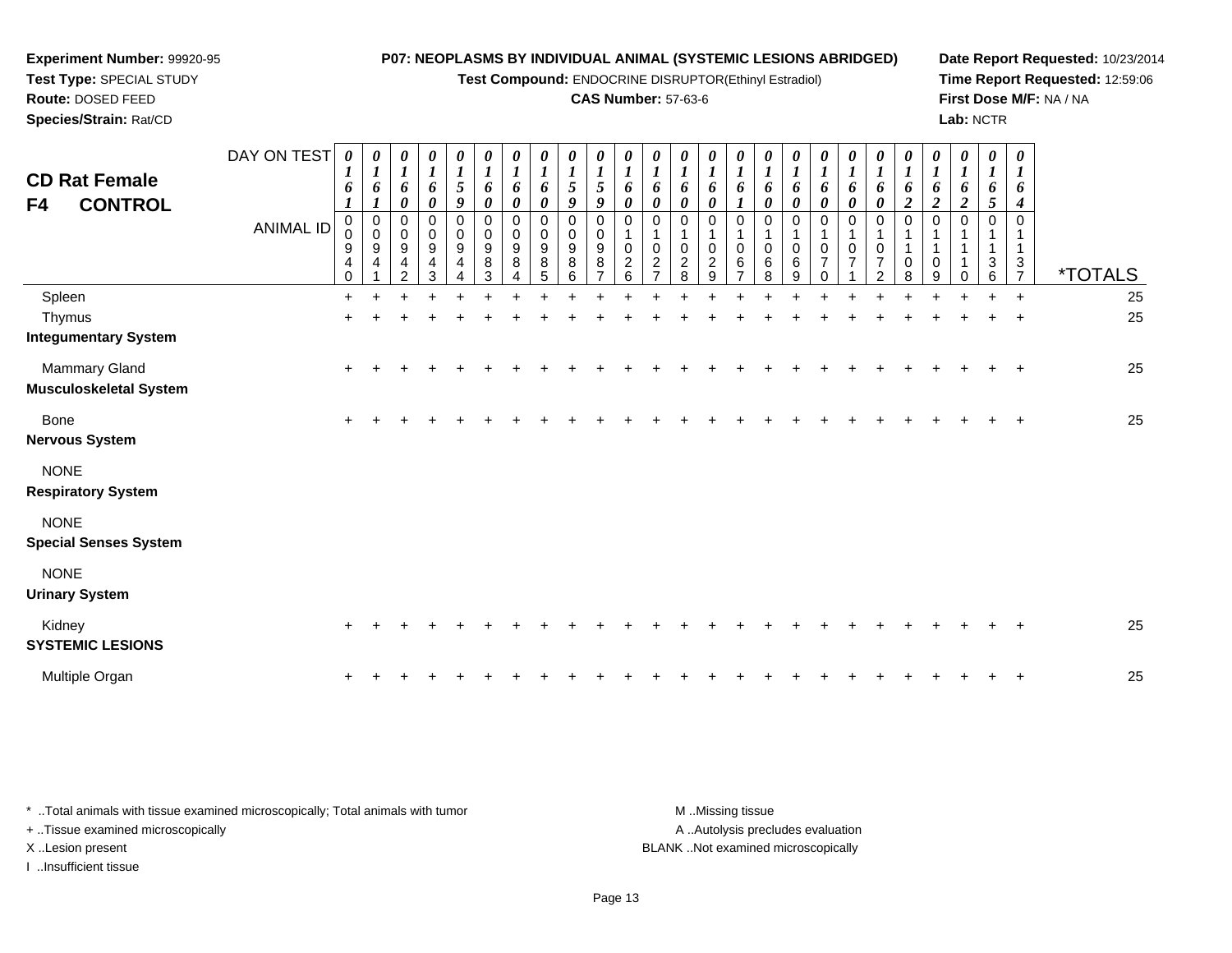**Experiment Number:** 99920-95
**Test Type:** SPECIAL STUDY
**Route:** DOSED FEED
**Species/Strain:** Rat/CD

**P07: NEOPLASMS BY INDIVIDUAL ANIMAL (SYSTEMIC LESIONS ABRIDGED)**
**Test Compound:** ENDOCRINE DISRUPTOR(Ethinyl Estradiol)
**CAS Number:** 57-63-6

**Date Report Requested:** 10/23/2014
**Time Report Requested:** 12:59:06
**First Dose M/F:** NA / NA
**Lab:** NCTR

## CD Rat Female
## F4 CONTROL

| DAY ON TEST | 0161 | 0161 | 0160 | 0160 | 0159 | 0160 | 0160 | 0160 | 0159 | 0159 | 0160 | 0160 | 0160 | 0160 | 0161 | 0160 | 0160 | 0160 | 0160 | 0160 | 0162 | 0162 | 0162 | 0165 | 0164 | |
|---|---|---|---|---|---|---|---|---|---|---|---|---|---|---|---|---|---|---|---|---|---|---|---|---|---|---|
| **ANIMAL ID** | 00940 | 00941 | 00942 | 00943 | 00944 | 00983 | 00984 | 00985 | 00986 | 00987 | 01026 | 01027 | 01028 | 01029 | 01067 | 01068 | 01069 | 01070 | 01071 | 01072 | 01108 | 01109 | 01110 | 01136 | 01137 | ***TOTALS** |
| Spleen | + | + | + | + | + | + | + | + | + | + | + | + | + | + | + | + | + | + | + | + | + | + | + | + | + | 25 |
| Thymus | + | + | + | + | + | + | + | + | + | + | + | + | + | + | + | + | + | + | + | + | + | + | + | + | + | 25 |
| **Integumentary System** | | | | | | | | | | | | | | | | | | | | | | | | | | |
| Mammary Gland | + | + | + | + | + | + | + | + | + | + | + | + | + | + | + | + | + | + | + | + | + | + | + | + | + | 25 |
| **Musculoskeletal System** | | | | | | | | | | | | | | | | | | | | | | | | | | |
| Bone | + | + | + | + | + | + | + | + | + | + | + | + | + | + | + | + | + | + | + | + | + | + | + | + | + | 25 |
| **Nervous System** | | | | | | | | | | | | | | | | | | | | | | | | | | |
| NONE | | | | | | | | | | | | | | | | | | | | | | | | | | |
| **Respiratory System** | | | | | | | | | | | | | | | | | | | | | | | | | | |
| NONE | | | | | | | | | | | | | | | | | | | | | | | | | | |
| **Special Senses System** | | | | | | | | | | | | | | | | | | | | | | | | | | |
| NONE | | | | | | | | | | | | | | | | | | | | | | | | | | |
| **Urinary System** | | | | | | | | | | | | | | | | | | | | | | | | | | |
| Kidney | + | + | + | + | + | + | + | + | + | + | + | + | + | + | + | + | + | + | + | + | + | + | + | + | + | 25 |
| **SYSTEMIC LESIONS** | | | | | | | | | | | | | | | | | | | | | | | | | | |
| Multiple Organ | + | + | + | + | + | + | + | + | + | + | + | + | + | + | + | + | + | + | + | + | + | + | + | + | + | 25 |

\* ..Total animals with tissue examined microscopically; Total animals with tumor
+ ..Tissue examined microscopically
X ..Lesion present
I ..Insufficient tissue

M ..Missing tissue
A ..Autolysis precludes evaluation
BLANK ..Not examined microscopically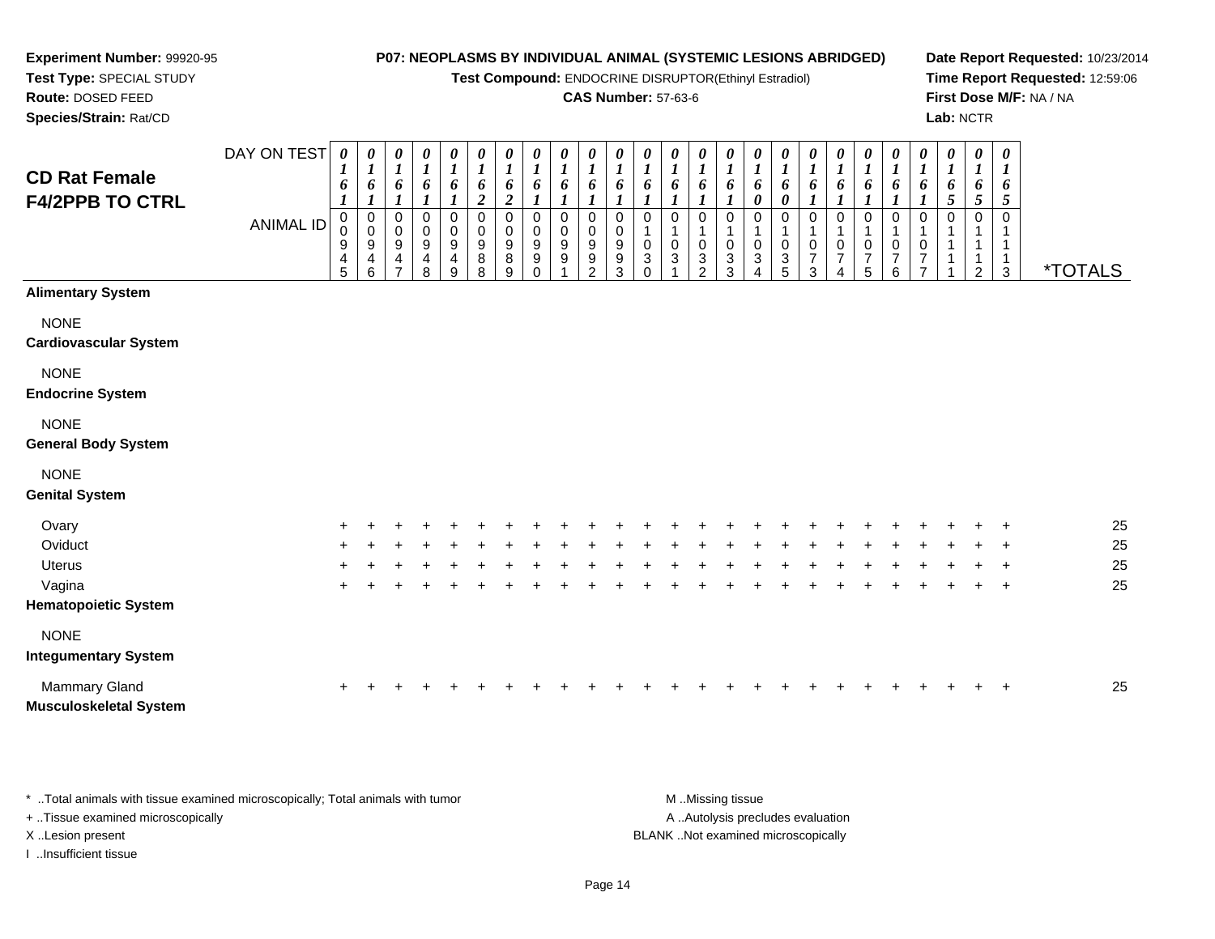**Experiment Number:** 99920-95
**Test Type:** SPECIAL STUDY
**Route:** DOSED FEED
**Species/Strain:** Rat/CD

**P07: NEOPLASMS BY INDIVIDUAL ANIMAL (SYSTEMIC LESIONS ABRIDGED)**
**Test Compound:** ENDOCRINE DISRUPTOR(Ethinyl Estradiol)
**CAS Number:** 57-63-6

**Date Report Requested:** 10/23/2014
**Time Report Requested:** 12:59:06
**First Dose M/F:** NA / NA
**Lab:** NCTR

## CD Rat Female F4/2PPB TO CTRL

| DAY ON TEST | 0161 | 0161 | 0161 | 0161 | 0161 | 0162 | 0162 | 0161 | 0161 | 0161 | 0161 | 0161 | 0161 | 0161 | 0161 | 0160 | 0160 | 0161 | 0161 | 0161 | 0161 | 0161 | 0165 | 0165 | 0165 | |
|---|---|---|---|---|---|---|---|---|---|---|---|---|---|---|---|---|---|---|---|---|---|---|---|---|---|---|
| **ANIMAL ID** | 00945 | 00946 | 00947 | 00948 | 00949 | 00988 | 00989 | 00990 | 00991 | 00992 | 00993 | 01030 | 01031 | 01032 | 01033 | 01034 | 01035 | 01073 | 01074 | 01075 | 01076 | 01077 | 01111 | 01112 | 01113 | ***TOTALS** |
| **Alimentary System** | | | | | | | | | | | | | | | | | | | | | | | | | | |
| NONE | | | | | | | | | | | | | | | | | | | | | | | | | | |
| **Cardiovascular System** | | | | | | | | | | | | | | | | | | | | | | | | | | |
| NONE | | | | | | | | | | | | | | | | | | | | | | | | | | |
| **Endocrine System** | | | | | | | | | | | | | | | | | | | | | | | | | | |
| NONE | | | | | | | | | | | | | | | | | | | | | | | | | | |
| **General Body System** | | | | | | | | | | | | | | | | | | | | | | | | | | |
| NONE | | | | | | | | | | | | | | | | | | | | | | | | | | |
| **Genital System** | | | | | | | | | | | | | | | | | | | | | | | | | | |
| Ovary | + | + | + | + | + | + | + | + | + | + | + | + | + | + | + | + | + | + | + | + | + | + | + | + | + | 25 |
| Oviduct | + | + | + | + | + | + | + | + | + | + | + | + | + | + | + | + | + | + | + | + | + | + | + | + | + | 25 |
| Uterus | + | + | + | + | + | + | + | + | + | + | + | + | + | + | + | + | + | + | + | + | + | + | + | + | + | 25 |
| Vagina | + | + | + | + | + | + | + | + | + | + | + | + | + | + | + | + | + | + | + | + | + | + | + | + | + | 25 |
| **Hematopoietic System** | | | | | | | | | | | | | | | | | | | | | | | | | | |
| NONE | | | | | | | | | | | | | | | | | | | | | | | | | | |
| **Integumentary System** | | | | | | | | | | | | | | | | | | | | | | | | | | |
| Mammary Gland | + | + | + | + | + | + | + | + | + | + | + | + | + | + | + | + | + | + | + | + | + | + | + | + | + | 25 |
| **Musculoskeletal System** | | | | | | | | | | | | | | | | | | | | | | | | | | |

\* ..Total animals with tissue examined microscopically; Total animals with tumor
+ ..Tissue examined microscopically
X ..Lesion present
I ..Insufficient tissue

M ..Missing tissue
A ..Autolysis precludes evaluation
BLANK ..Not examined microscopically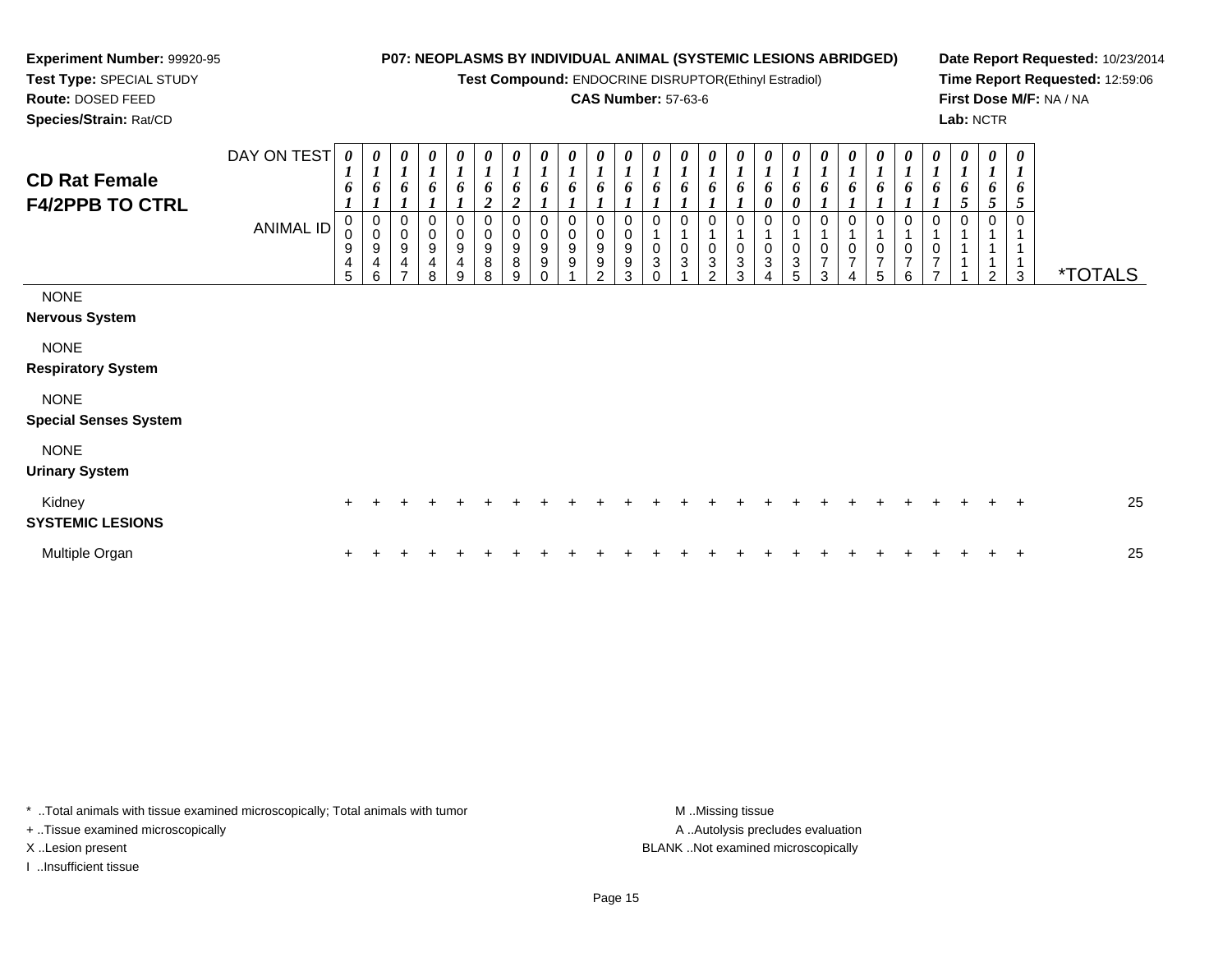**Experiment Number:** 99920-95
**Test Type:** SPECIAL STUDY
**Route:** DOSED FEED
**Species/Strain:** Rat/CD

**P07: NEOPLASMS BY INDIVIDUAL ANIMAL (SYSTEMIC LESIONS ABRIDGED)**
**Test Compound:** ENDOCRINE DISRUPTOR(Ethinyl Estradiol)
**CAS Number:** 57-63-6

**Date Report Requested:** 10/23/2014
**Time Report Requested:** 12:59:06
**First Dose M/F:** NA / NA
**Lab:** NCTR

## CD Rat Female F4/2PPB TO CTRL

| DAY ON TEST | 0161 | 0161 | 0161 | 0161 | 0161 | 0162 | 0162 | 0161 | 0161 | 0161 | 0161 | 0161 | 0161 | 0161 | 0161 | 0160 | 0160 | 0161 | 0161 | 0161 | 0161 | 0161 | 0165 | 0165 | 0165 | |
|---|---|---|---|---|---|---|---|---|---|---|---|---|---|---|---|---|---|---|---|---|---|---|---|---|---|---|
| **ANIMAL ID** | 00945 | 00946 | 00947 | 00948 | 00949 | 00988 | 00989 | 00990 | 00991 | 00992 | 00993 | 01030 | 01031 | 01032 | 01033 | 01034 | 01035 | 01073 | 01074 | 01075 | 01076 | 01077 | 01111 | 01112 | 01113 | ***TOTALS** |
| NONE | | | | | | | | | | | | | | | | | | | | | | | | | | |
| **Nervous System** | | | | | | | | | | | | | | | | | | | | | | | | | | |
| NONE | | | | | | | | | | | | | | | | | | | | | | | | | | |
| **Respiratory System** | | | | | | | | | | | | | | | | | | | | | | | | | | |
| NONE | | | | | | | | | | | | | | | | | | | | | | | | | | |
| **Special Senses System** | | | | | | | | | | | | | | | | | | | | | | | | | | |
| NONE | | | | | | | | | | | | | | | | | | | | | | | | | | |
| **Urinary System** | | | | | | | | | | | | | | | | | | | | | | | | | | |
| Kidney | + | + | + | + | + | + | + | + | + | + | + | + | + | + | + | + | + | + | + | + | + | + | + | + | + | 25 |
| **SYSTEMIC LESIONS** | | | | | | | | | | | | | | | | | | | | | | | | | | |
| Multiple Organ | + | + | + | + | + | + | + | + | + | + | + | + | + | + | + | + | + | + | + | + | + | + | + | + | + | 25 |

\* ..Total animals with tissue examined microscopically; Total animals with tumor
\+ ..Tissue examined microscopically
X ..Lesion present
I ..Insufficient tissue

M ..Missing tissue
A ..Autolysis precludes evaluation
BLANK ..Not examined microscopically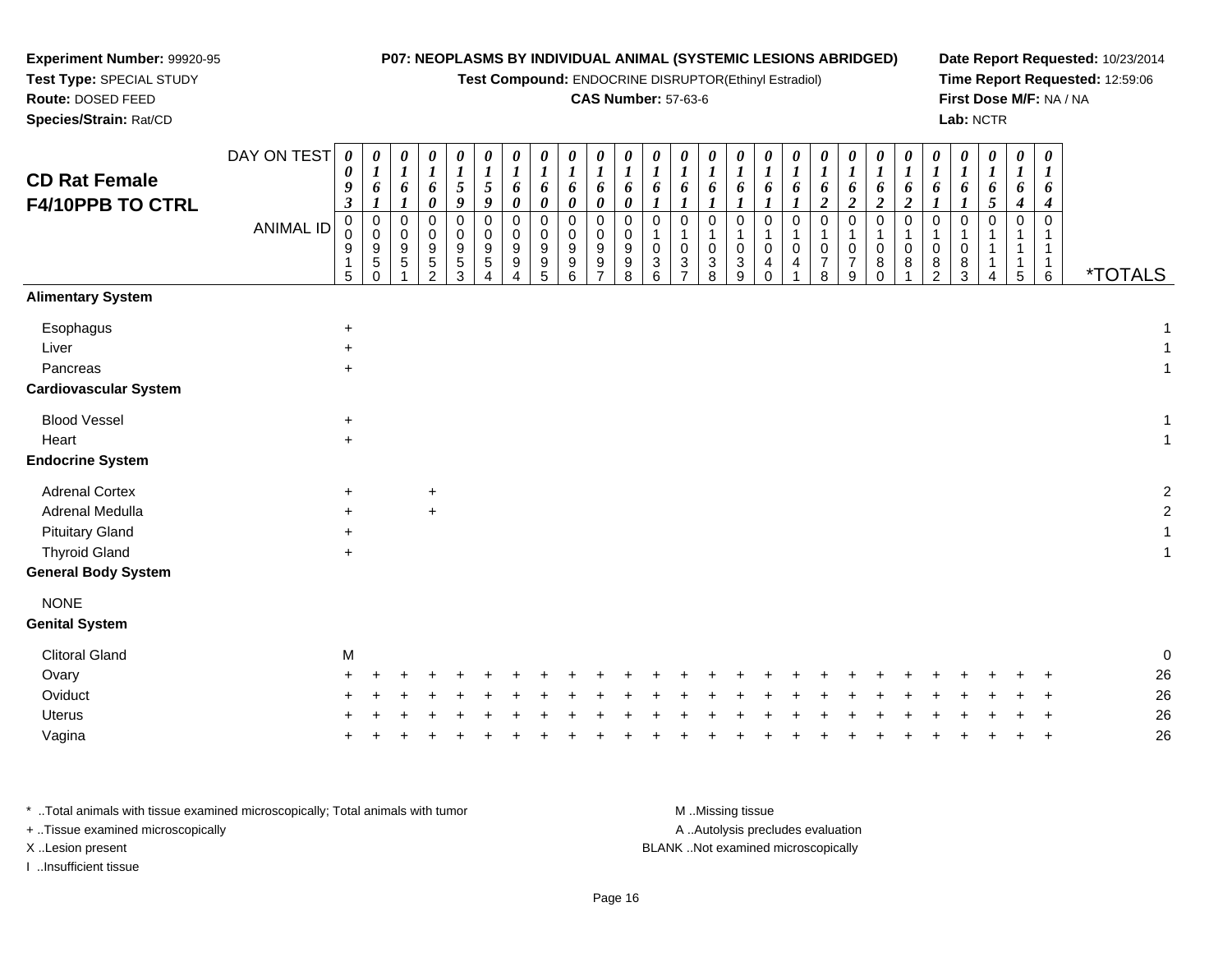**Experiment Number:** 99920-95
**Test Type:** SPECIAL STUDY
**Route:** DOSED FEED
**Species/Strain:** Rat/CD

**P07: NEOPLASMS BY INDIVIDUAL ANIMAL (SYSTEMIC LESIONS ABRIDGED)**
**Test Compound:** ENDOCRINE DISRUPTOR(Ethinyl Estradiol)
**CAS Number:** 57-63-6

**Date Report Requested:** 10/23/2014
**Time Report Requested:** 12:59:06
**First Dose M/F:** NA / NA
**Lab:** NCTR

## CD Rat Female F4/10PPB TO CTRL

| DAY ON TEST | 0093 | 0161 | 0161 | 0160 | 0159 | 0159 | 0160 | 0160 | 0160 | 0160 | 0160 | 0161 | 0161 | 0161 | 0161 | 0161 | 0161 | 0162 | 0162 | 0162 | 0162 | 0161 | 0161 | 0165 | 0164 | 0164 | |
|---|---|---|---|---|---|---|---|---|---|---|---|---|---|---|---|---|---|---|---|---|---|---|---|---|---|---|---|
| **ANIMAL ID** | 00915 | 00950 | 00951 | 00952 | 00953 | 00954 | 00994 | 00995 | 00996 | 00997 | 00998 | 01036 | 01037 | 01038 | 01039 | 01040 | 01041 | 01078 | 01079 | 01080 | 01081 | 01082 | 01083 | 01114 | 01115 | 01116 | ***TOTALS** |
| **Alimentary System** | | | | | | | | | | | | | | | | | | | | | | | | | | | |
| Esophagus | + | | | | | | | | | | | | | | | | | | | | | | | | | | 1 |
| Liver | + | | | | | | | | | | | | | | | | | | | | | | | | | | 1 |
| Pancreas | + | | | | | | | | | | | | | | | | | | | | | | | | | | 1 |
| **Cardiovascular System** | | | | | | | | | | | | | | | | | | | | | | | | | | | |
| Blood Vessel | + | | | | | | | | | | | | | | | | | | | | | | | | | | 1 |
| Heart | + | | | | | | | | | | | | | | | | | | | | | | | | | | 1 |
| **Endocrine System** | | | | | | | | | | | | | | | | | | | | | | | | | | | |
| Adrenal Cortex | + | | | + | | | | | | | | | | | | | | | | | | | | | | | 2 |
| Adrenal Medulla | + | | | + | | | | | | | | | | | | | | | | | | | | | | | 2 |
| Pituitary Gland | + | | | | | | | | | | | | | | | | | | | | | | | | | | 1 |
| Thyroid Gland | + | | | | | | | | | | | | | | | | | | | | | | | | | | 1 |
| **General Body System** | | | | | | | | | | | | | | | | | | | | | | | | | | | |
| NONE | | | | | | | | | | | | | | | | | | | | | | | | | | | |
| **Genital System** | | | | | | | | | | | | | | | | | | | | | | | | | | | |
| Clitoral Gland | M | | | | | | | | | | | | | | | | | | | | | | | | | | 0 |
| Ovary | + | + | + | + | + | + | + | + | + | + | + | + | + | + | + | + | + | + | + | + | + | + | + | + | + | + | 26 |
| Oviduct | + | + | + | + | + | + | + | + | + | + | + | + | + | + | + | + | + | + | + | + | + | + | + | + | + | + | 26 |
| Uterus | + | + | + | + | + | + | + | + | + | + | + | + | + | + | + | + | + | + | + | + | + | + | + | + | + | + | 26 |
| Vagina | + | + | + | + | + | + | + | + | + | + | + | + | + | + | + | + | + | + | + | + | + | + | + | + | + | + | 26 |

\* ..Total animals with tissue examined microscopically; Total animals with tumor
\+ ..Tissue examined microscopically
X ..Lesion present
I ..Insufficient tissue

M ..Missing tissue
A ..Autolysis precludes evaluation
BLANK ..Not examined microscopically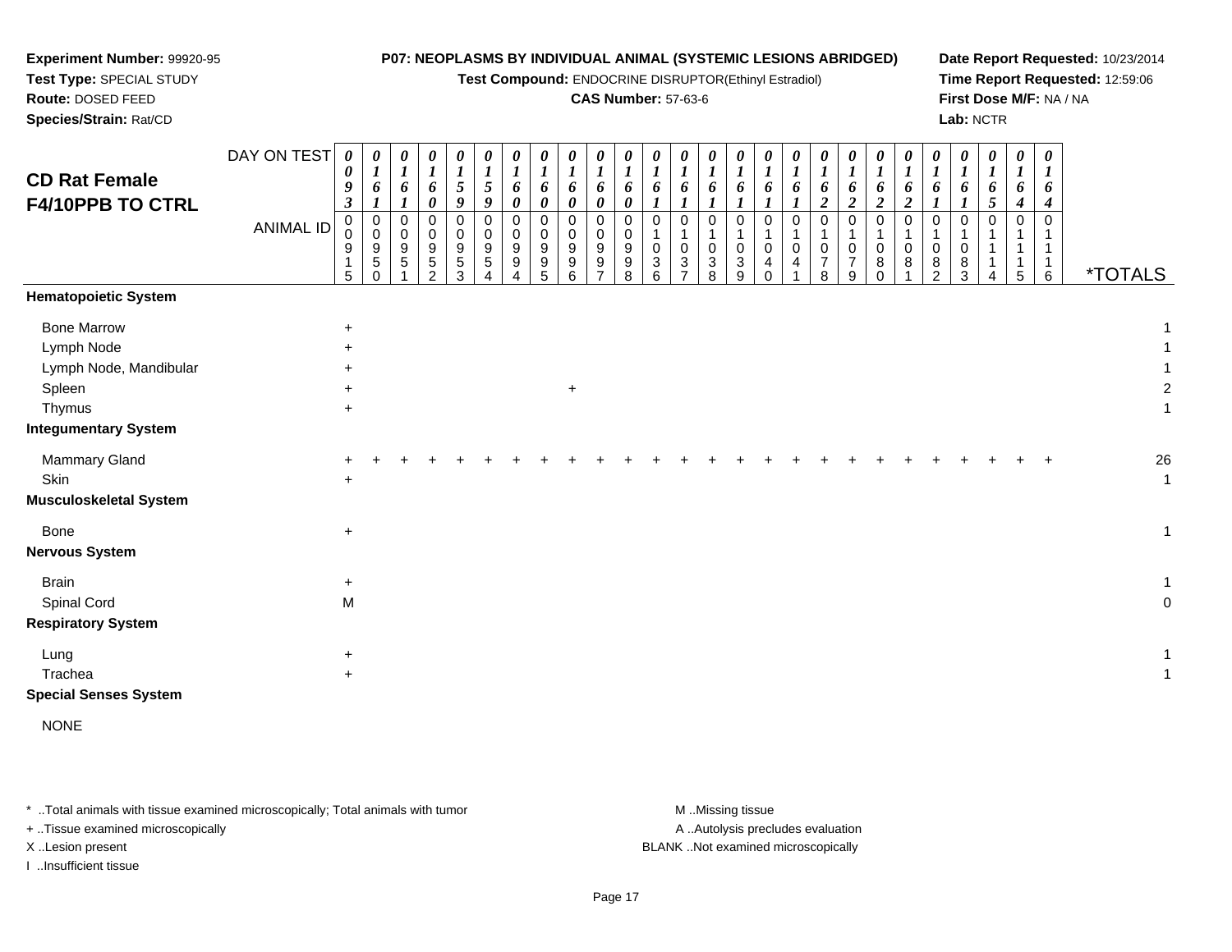**Experiment Number:** 99920-95
**Test Type:** SPECIAL STUDY
**Route:** DOSED FEED
**Species/Strain:** Rat/CD

**P07: NEOPLASMS BY INDIVIDUAL ANIMAL (SYSTEMIC LESIONS ABRIDGED)**
**Test Compound:** ENDOCRINE DISRUPTOR(Ethinyl Estradiol)
**CAS Number:** 57-63-6

**Date Report Requested:** 10/23/2014
**Time Report Requested:** 12:59:06
**First Dose M/F:** NA / NA
**Lab:** NCTR

## CD Rat Female F4/10PPB TO CTRL

| DAY ON TEST | 0093 | 0161 | 0161 | 0160 | 0159 | 0159 | 0160 | 0160 | 0160 | 0160 | 0160 | 0161 | 0161 | 0161 | 0161 | 0161 | 0161 | 0162 | 0162 | 0162 | 0162 | 0161 | 0161 | 0165 | 0164 | 0164 | |
|---|---|---|---|---|---|---|---|---|---|---|---|---|---|---|---|---|---|---|---|---|---|---|---|---|---|---|---|
| **ANIMAL ID** | 00915 | 00950 | 00951 | 00952 | 00953 | 00954 | 00994 | 00995 | 00996 | 00997 | 00998 | 01036 | 01037 | 01038 | 01039 | 01040 | 01041 | 01078 | 01079 | 01080 | 01081 | 01082 | 01083 | 01114 | 01115 | 01116 | ***TOTALS** |
| **Hematopoietic System** | | | | | | | | | | | | | | | | | | | | | | | | | | | |
| Bone Marrow | + | | | | | | | | | | | | | | | | | | | | | | | | | | 1 |
| Lymph Node | + | | | | | | | | | | | | | | | | | | | | | | | | | | 1 |
| Lymph Node, Mandibular | + | | | | | | | | | | | | | | | | | | | | | | | | | | 1 |
| Spleen | + | | | | | | | | + | | | | | | | | | | | | | | | | | | 2 |
| Thymus | + | | | | | | | | | | | | | | | | | | | | | | | | | | 1 |
| **Integumentary System** | | | | | | | | | | | | | | | | | | | | | | | | | | | |
| Mammary Gland | + | + | + | + | + | + | + | + | + | + | + | + | + | + | + | + | + | + | + | + | + | + | + | + | + | + | 26 |
| Skin | + | | | | | | | | | | | | | | | | | | | | | | | | | | 1 |
| **Musculoskeletal System** | | | | | | | | | | | | | | | | | | | | | | | | | | | |
| Bone | + | | | | | | | | | | | | | | | | | | | | | | | | | | 1 |
| **Nervous System** | | | | | | | | | | | | | | | | | | | | | | | | | | | |
| Brain | + | | | | | | | | | | | | | | | | | | | | | | | | | | 1 |
| Spinal Cord | M | | | | | | | | | | | | | | | | | | | | | | | | | | 0 |
| **Respiratory System** | | | | | | | | | | | | | | | | | | | | | | | | | | | |
| Lung | + | | | | | | | | | | | | | | | | | | | | | | | | | | 1 |
| Trachea | + | | | | | | | | | | | | | | | | | | | | | | | | | | 1 |
| **Special Senses System** | | | | | | | | | | | | | | | | | | | | | | | | | | | |
| NONE | | | | | | | | | | | | | | | | | | | | | | | | | | | |

* ..Total animals with tissue examined microscopically; Total animals with tumor
+ ..Tissue examined microscopically
X ..Lesion present
I ..Insufficient tissue

M ..Missing tissue
A ..Autolysis precludes evaluation
BLANK ..Not examined microscopically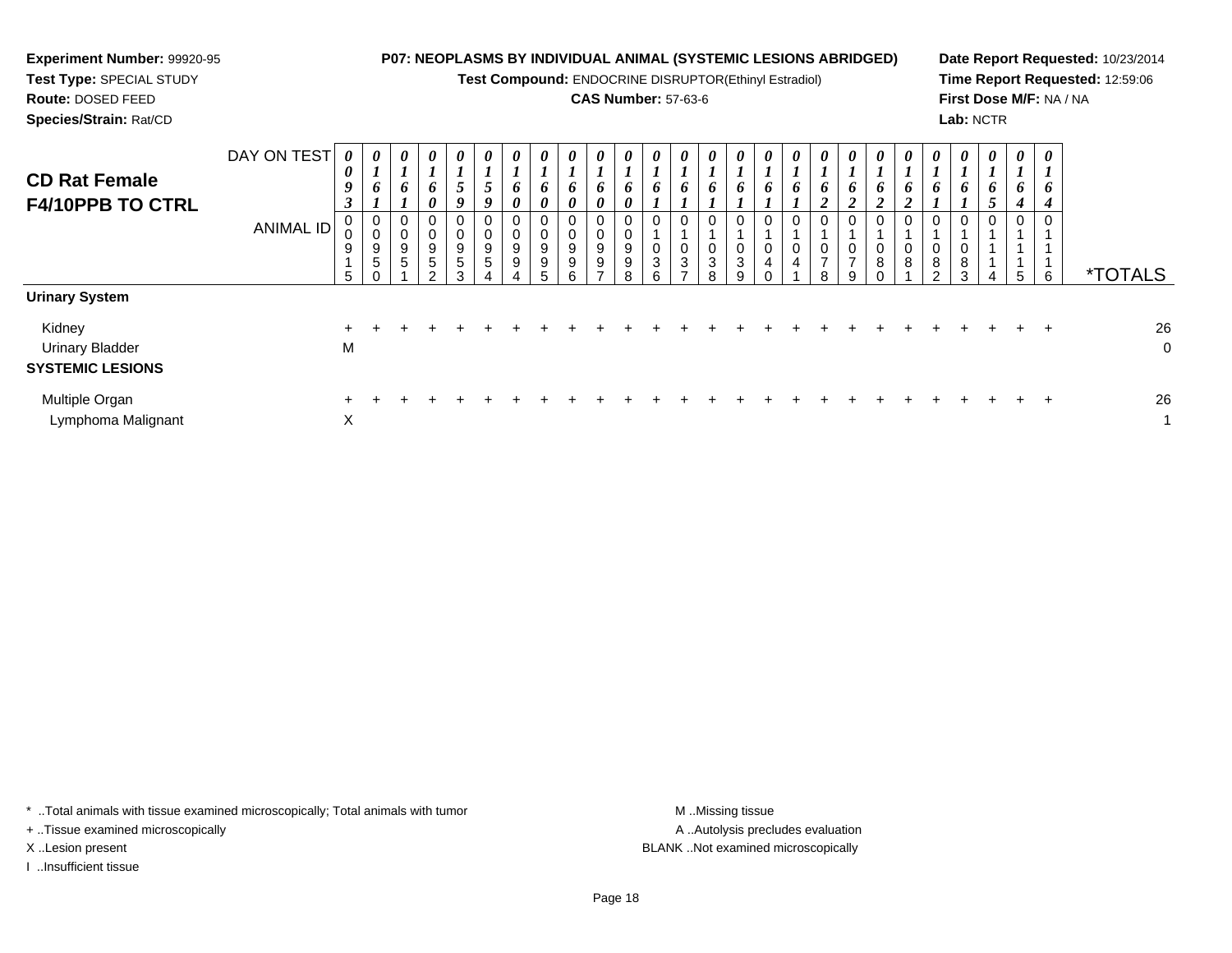**Experiment Number:** 99920-95
**Test Type:** SPECIAL STUDY
**Route:** DOSED FEED
**Species/Strain:** Rat/CD

**P07: NEOPLASMS BY INDIVIDUAL ANIMAL (SYSTEMIC LESIONS ABRIDGED)**
**Test Compound:** ENDOCRINE DISRUPTOR(Ethinyl Estradiol)
**CAS Number:** 57-63-6

**Date Report Requested:** 10/23/2014
**Time Report Requested:** 12:59:06
**First Dose M/F:** NA / NA
**Lab:** NCTR

## CD Rat Female F4/10PPB TO CTRL

| DAY ON TEST | 0093 | 0161 | 0161 | 0160 | 0159 | 0159 | 0160 | 0160 | 0160 | 0160 | 0160 | 0161 | 0161 | 0161 | 0161 | 0161 | 0161 | 0162 | 0162 | 0162 | 0162 | 0161 | 0161 | 0165 | 0164 | 0164 | |
|---|---|---|---|---|---|---|---|---|---|---|---|---|---|---|---|---|---|---|---|---|---|---|---|---|---|---|---|
| **ANIMAL ID** | 00915 | 00950 | 00951 | 00952 | 00953 | 00954 | 00994 | 00995 | 00996 | 00997 | 00998 | 01036 | 01037 | 01038 | 01039 | 01040 | 01041 | 01078 | 01079 | 01080 | 01081 | 01082 | 01083 | 01114 | 01115 | 01116 | ***TOTALS** |
| **Urinary System** | | | | | | | | | | | | | | | | | | | | | | | | | | | |
| Kidney | + | + | + | + | + | + | + | + | + | + | + | + | + | + | + | + | + | + | + | + | + | + | + | + | + | + | 26 |
| Urinary Bladder | M | | | | | | | | | | | | | | | | | | | | | | | | | | 0 |
| **SYSTEMIC LESIONS** | | | | | | | | | | | | | | | | | | | | | | | | | | | |
| Multiple Organ | + | + | + | + | + | + | + | + | + | + | + | + | + | + | + | + | + | + | + | + | + | + | + | + | + | + | 26 |
| Lymphoma Malignant | X | | | | | | | | | | | | | | | | | | | | | | | | | | 1 |

\* ..Total animals with tissue examined microscopically; Total animals with tumor
\+ ..Tissue examined microscopically
X ..Lesion present
I ..Insufficient tissue

M ..Missing tissue
A ..Autolysis precludes evaluation
BLANK ..Not examined microscopically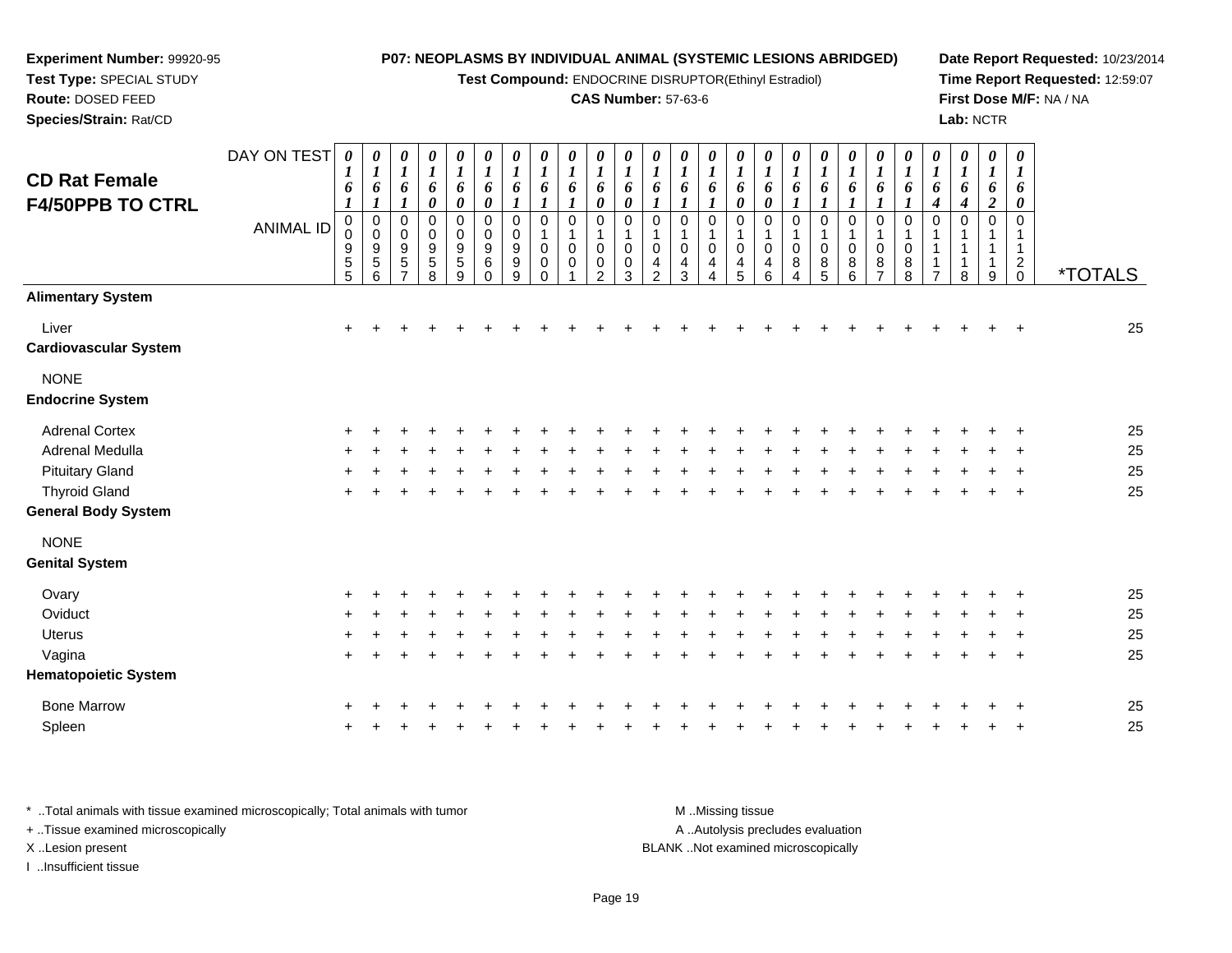**Experiment Number:** 99920-95
**Test Type:** SPECIAL STUDY
**Route:** DOSED FEED
**Species/Strain:** Rat/CD

**P07: NEOPLASMS BY INDIVIDUAL ANIMAL (SYSTEMIC LESIONS ABRIDGED)**
**Test Compound:** ENDOCRINE DISRUPTOR(Ethinyl Estradiol)
**CAS Number:** 57-63-6

**Date Report Requested:** 10/23/2014
**Time Report Requested:** 12:59:07
**First Dose M/F:** NA / NA
**Lab:** NCTR

## CD Rat Female F4/50PPB TO CTRL

| DAY ON TEST | 0161 | 0161 | 0161 | 0160 | 0160 | 0160 | 0161 | 0161 | 0161 | 0160 | 0160 | 0161 | 0161 | 0161 | 0160 | 0160 | 0161 | 0161 | 0161 | 0161 | 0161 | 0164 | 0164 | 0162 | 0160 | |
|---|---|---|---|---|---|---|---|---|---|---|---|---|---|---|---|---|---|---|---|---|---|---|---|---|---|---|
| **ANIMAL ID** | 00955 | 00956 | 00957 | 00958 | 00959 | 00960 | 00999 | 01000 | 01001 | 01002 | 01003 | 01042 | 01043 | 01044 | 01045 | 01046 | 01084 | 01085 | 01086 | 01087 | 01088 | 01117 | 01118 | 01119 | 01120 | ***TOTALS** |
| **Alimentary System** | | | | | | | | | | | | | | | | | | | | | | | | | | |
| Liver | + | + | + | + | + | + | + | + | + | + | + | + | + | + | + | + | + | + | + | + | + | + | + | + | + | 25 |
| **Cardiovascular System** | | | | | | | | | | | | | | | | | | | | | | | | | | |
| NONE | | | | | | | | | | | | | | | | | | | | | | | | | | |
| **Endocrine System** | | | | | | | | | | | | | | | | | | | | | | | | | | |
| Adrenal Cortex | + | + | + | + | + | + | + | + | + | + | + | + | + | + | + | + | + | + | + | + | + | + | + | + | + | 25 |
| Adrenal Medulla | + | + | + | + | + | + | + | + | + | + | + | + | + | + | + | + | + | + | + | + | + | + | + | + | + | 25 |
| Pituitary Gland | + | + | + | + | + | + | + | + | + | + | + | + | + | + | + | + | + | + | + | + | + | + | + | + | + | 25 |
| Thyroid Gland | + | + | + | + | + | + | + | + | + | + | + | + | + | + | + | + | + | + | + | + | + | + | + | + | + | 25 |
| **General Body System** | | | | | | | | | | | | | | | | | | | | | | | | | | |
| NONE | | | | | | | | | | | | | | | | | | | | | | | | | | |
| **Genital System** | | | | | | | | | | | | | | | | | | | | | | | | | | |
| Ovary | + | + | + | + | + | + | + | + | + | + | + | + | + | + | + | + | + | + | + | + | + | + | + | + | + | 25 |
| Oviduct | + | + | + | + | + | + | + | + | + | + | + | + | + | + | + | + | + | + | + | + | + | + | + | + | + | 25 |
| Uterus | + | + | + | + | + | + | + | + | + | + | + | + | + | + | + | + | + | + | + | + | + | + | + | + | + | 25 |
| Vagina | + | + | + | + | + | + | + | + | + | + | + | + | + | + | + | + | + | + | + | + | + | + | + | + | + | 25 |
| **Hematopoietic System** | | | | | | | | | | | | | | | | | | | | | | | | | | |
| Bone Marrow | + | + | + | + | + | + | + | + | + | + | + | + | + | + | + | + | + | + | + | + | + | + | + | + | + | 25 |
| Spleen | + | + | + | + | + | + | + | + | + | + | + | + | + | + | + | + | + | + | + | + | + | + | + | + | + | 25 |

* ..Total animals with tissue examined microscopically; Total animals with tumor
+ ..Tissue examined microscopically
X ..Lesion present
I ..Insufficient tissue

M ..Missing tissue
A ..Autolysis precludes evaluation
BLANK ..Not examined microscopically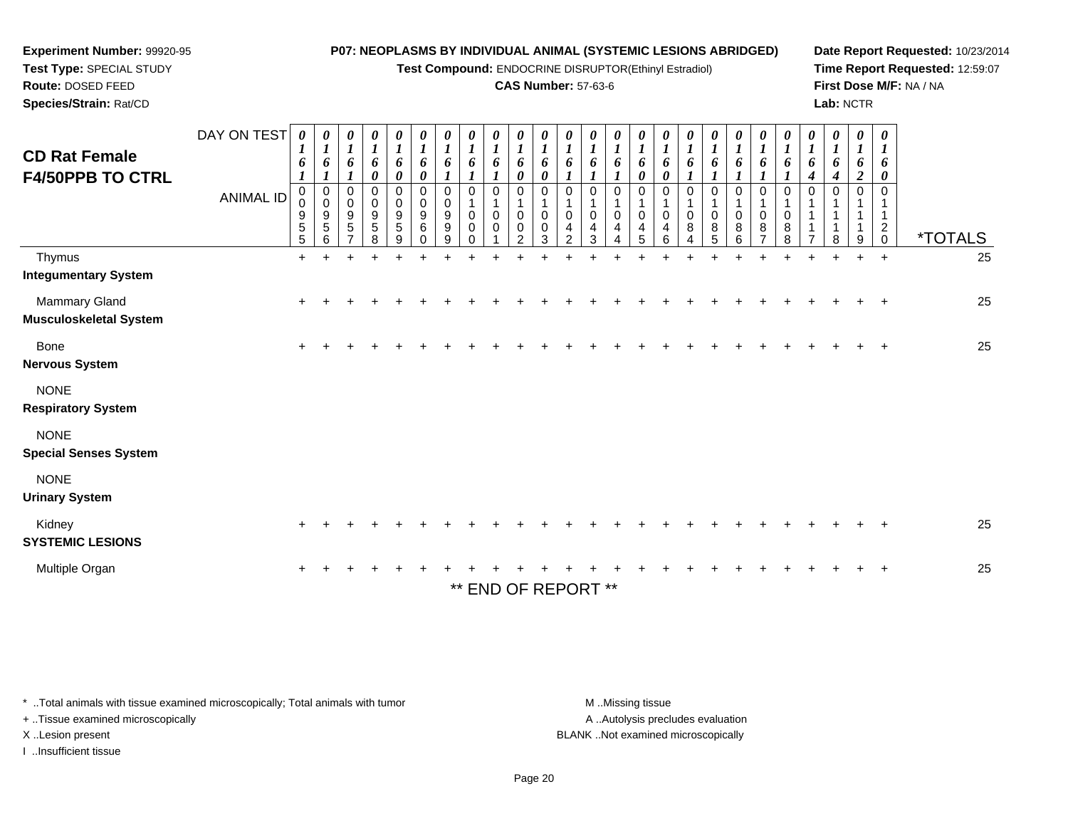**Experiment Number:** 99920-95
**Test Type:** SPECIAL STUDY
**Route:** DOSED FEED
**Species/Strain:** Rat/CD

**P07: NEOPLASMS BY INDIVIDUAL ANIMAL (SYSTEMIC LESIONS ABRIDGED)**
**Test Compound:** ENDOCRINE DISRUPTOR(Ethinyl Estradiol)
**CAS Number:** 57-63-6

**Date Report Requested:** 10/23/2014
**Time Report Requested:** 12:59:07
**First Dose M/F:** NA / NA
**Lab:** NCTR

## CD Rat Female F4/50PPB TO CTRL

| DAY ON TEST | 0161 | 0161 | 0161 | 0160 | 0160 | 0160 | 0161 | 0161 | 0161 | 0160 | 0160 | 0161 | 0161 | 0161 | 0160 | 0160 | 0161 | 0161 | 0161 | 0161 | 0161 | 0164 | 0164 | 0162 | 0160 | |
|---|---|---|---|---|---|---|---|---|---|---|---|---|---|---|---|---|---|---|---|---|---|---|---|---|---|---|
| **ANIMAL ID** | 00955 | 00956 | 00957 | 00958 | 00959 | 00960 | 00999 | 01000 | 01001 | 01002 | 01003 | 01042 | 01043 | 01044 | 01045 | 01046 | 01084 | 01085 | 01086 | 01087 | 01088 | 01117 | 01118 | 01119 | 01120 | ***TOTALS** |
| Thymus | + | + | + | + | + | + | + | + | + | + | + | + | + | + | + | + | + | + | + | + | + | + | + | + | + | 25 |
| **Integumentary System** | | | | | | | | | | | | | | | | | | | | | | | | | | |
| Mammary Gland | + | + | + | + | + | + | + | + | + | + | + | + | + | + | + | + | + | + | + | + | + | + | + | + | + | 25 |
| **Musculoskeletal System** | | | | | | | | | | | | | | | | | | | | | | | | | | |
| Bone | + | + | + | + | + | + | + | + | + | + | + | + | + | + | + | + | + | + | + | + | + | + | + | + | + | 25 |
| **Nervous System** | | | | | | | | | | | | | | | | | | | | | | | | | | |
| NONE | | | | | | | | | | | | | | | | | | | | | | | | | | |
| **Respiratory System** | | | | | | | | | | | | | | | | | | | | | | | | | | |
| NONE | | | | | | | | | | | | | | | | | | | | | | | | | | |
| **Special Senses System** | | | | | | | | | | | | | | | | | | | | | | | | | | |
| NONE | | | | | | | | | | | | | | | | | | | | | | | | | | |
| **Urinary System** | | | | | | | | | | | | | | | | | | | | | | | | | | |
| Kidney | + | + | + | + | + | + | + | + | + | + | + | + | + | + | + | + | + | + | + | + | + | + | + | + | + | 25 |
| **SYSTEMIC LESIONS** | | | | | | | | | | | | | | | | | | | | | | | | | | |
| Multiple Organ | + | + | + | + | + | + | + | + | + | + | + | + | + | + | + | + | + | + | + | + | + | + | + | + | + | 25 |

** END OF REPORT **

* ..Total animals with tissue examined microscopically; Total animals with tumor
+ ..Tissue examined microscopically
X ..Lesion present
I ..Insufficient tissue

M ..Missing tissue
A ..Autolysis precludes evaluation
BLANK ..Not examined microscopically